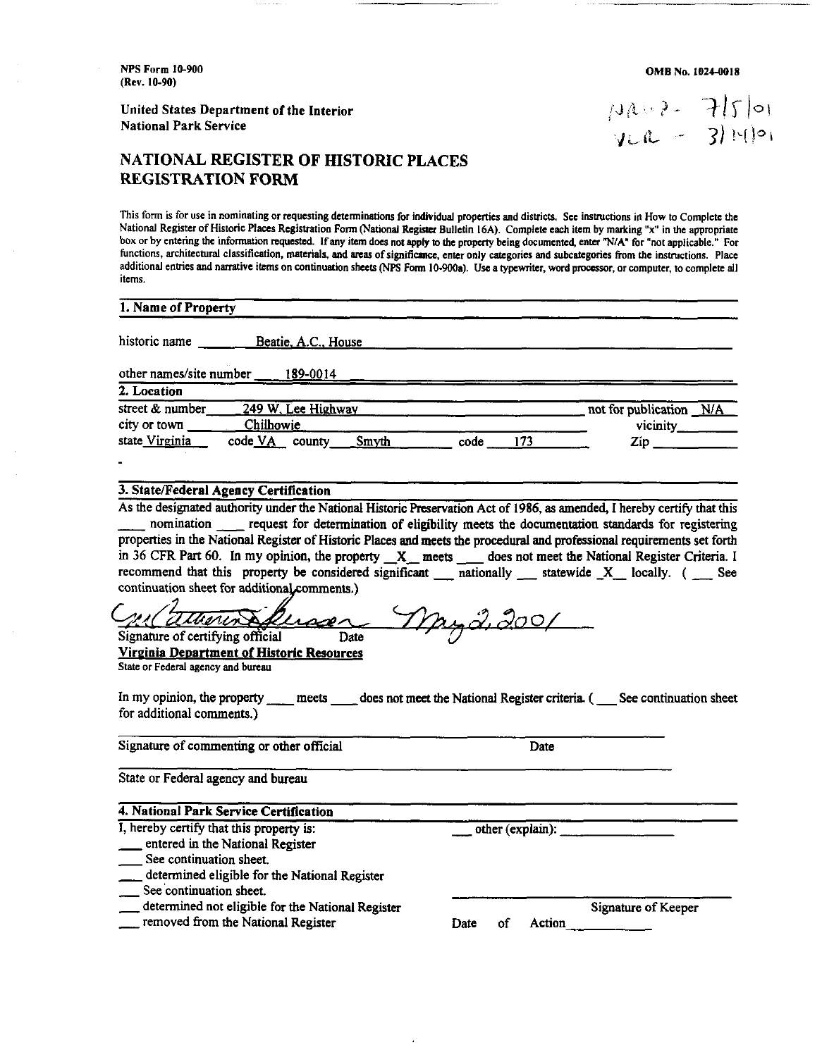NPS Form 10-900
(Rev. 10-90)

OMB No. 1024-0018

United States Department of the Interior
National Park Service

NAR - 7/5/01
VLR - 3/14/01

# NATIONAL REGISTER OF HISTORIC PLACES REGISTRATION FORM

This form is for use in nominating or requesting determinations for individual properties and districts. See instructions in How to Complete the National Register of Historic Places Registration Form (National Register Bulletin 16A). Complete each item by marking "x" in the appropriate box or by entering the information requested. If any item does not apply to the property being documented, enter "N/A" for "not applicable." For functions, architectural classification, materials, and areas of significance, enter only categories and subcategories from the instructions. Place additional entries and narrative items on continuation sheets (NPS Form 10-900a). Use a typewriter, word processor, or computer, to complete all items.

## 1. Name of Property

historic name Beatie, A.C., House

other names/site number 189-0014

## 2. Location

street & number 249 W. Lee Highway    not for publication N/A

city or town Chilhowie    vicinity ____

state Virginia    code VA    county Smyth    code 173    Zip ____

## 3. State/Federal Agency Certification

As the designated authority under the National Historic Preservation Act of 1986, as amended, I hereby certify that this ___ nomination ___ request for determination of eligibility meets the documentation standards for registering properties in the National Register of Historic Places and meets the procedural and professional requirements set forth in 36 CFR Part 60. In my opinion, the property X meets ___ does not meet the National Register Criteria. I recommend that this property be considered significant ___ nationally ___ statewide X locally. ( ___ See continuation sheet for additional comments.)

[Signature] May 2, 2001
Signature of certifying official    Date

**Virginia Department of Historic Resources**
State or Federal agency and bureau

In my opinion, the property ___ meets ___ does not meet the National Register criteria. ( ___ See continuation sheet for additional comments.)

Signature of commenting or other official    Date

State or Federal agency and bureau

## 4. National Park Service Certification

I, hereby certify that this property is:

- ___ entered in the National Register
  - ___ See continuation sheet.
- ___ determined eligible for the National Register
  - ___ See continuation sheet.
- ___ determined not eligible for the National Register
- ___ removed from the National Register
- ___ other (explain): ____

Signature of Keeper

Date of Action ____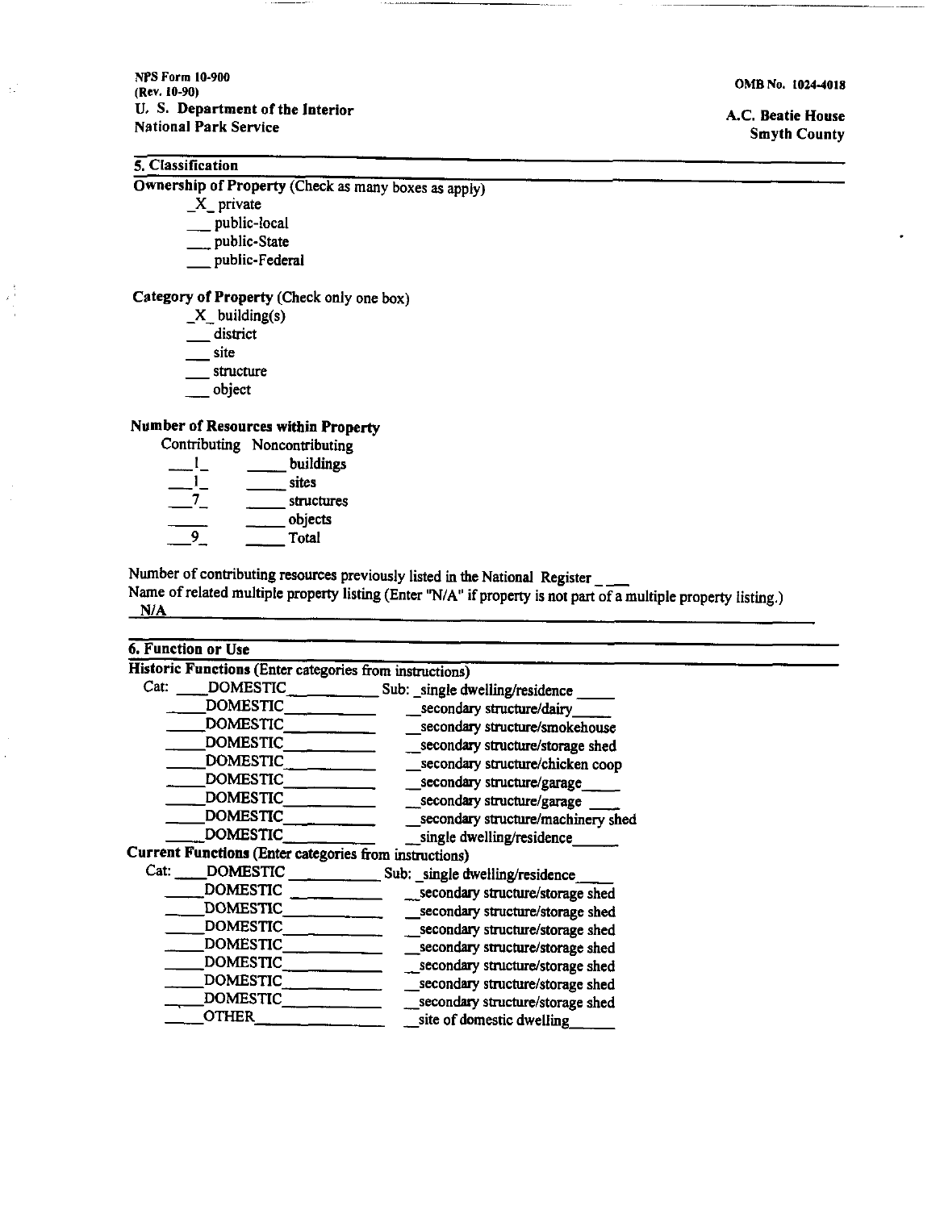NPS Form 10-900
(Rev. 10-90)
U. S. Department of the Interior
National Park Service

OMB No. 1024-4018

A.C. Beatie House
Smyth County

## 5. Classification

**Ownership of Property** (Check as many boxes as apply)

- _X_ private
- ___ public-local
- ___ public-State
- ___ public-Federal

**Category of Property** (Check only one box)

- _X_ building(s)
- ___ district
- ___ site
- ___ structure
- ___ object

**Number of Resources within Property**

| Contributing | Noncontributing | |
|---|---|---|
| 1 | | buildings |
| 1 | | sites |
| 7 | | structures |
| | | objects |
| 9 | | Total |

Number of contributing resources previously listed in the National Register ___

Name of related multiple property listing (Enter "N/A" if property is not part of a multiple property listing.)
N/A

## 6. Function or Use

**Historic Functions** (Enter categories from instructions)

| Cat: | Sub: |
|---|---|
| DOMESTIC | single dwelling/residence |
| DOMESTIC | secondary structure/dairy |
| DOMESTIC | secondary structure/smokehouse |
| DOMESTIC | secondary structure/storage shed |
| DOMESTIC | secondary structure/chicken coop |
| DOMESTIC | secondary structure/garage |
| DOMESTIC | secondary structure/garage |
| DOMESTIC | secondary structure/machinery shed |
| DOMESTIC | single dwelling/residence |

**Current Functions** (Enter categories from instructions)

| Cat: | Sub: |
|---|---|
| DOMESTIC | single dwelling/residence |
| DOMESTIC | secondary structure/storage shed |
| DOMESTIC | secondary structure/storage shed |
| DOMESTIC | secondary structure/storage shed |
| DOMESTIC | secondary structure/storage shed |
| DOMESTIC | secondary structure/storage shed |
| DOMESTIC | secondary structure/storage shed |
| DOMESTIC | secondary structure/storage shed |
| OTHER | site of domestic dwelling |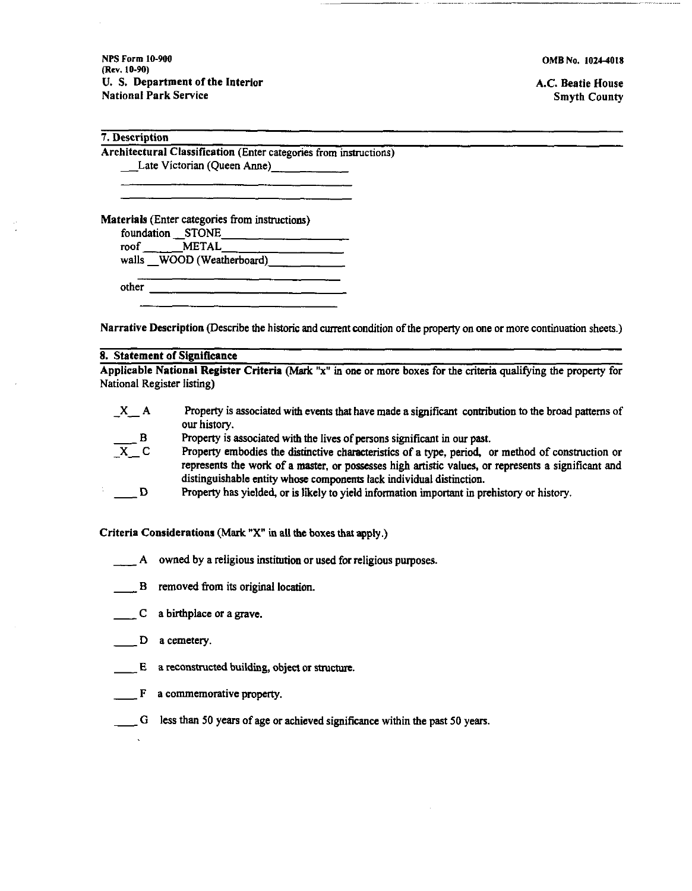## 7. Description

**Architectural Classification** (Enter categories from instructions)

Late Victorian (Queen Anne)

**Materials** (Enter categories from instructions)

foundation STONE

roof METAL

walls WOOD (Weatherboard)

other

**Narrative Description** (Describe the historic and current condition of the property on one or more continuation sheets.)

## 8. Statement of Significance

**Applicable National Register Criteria** (Mark "x" in one or more boxes for the criteria qualifying the property for National Register listing)

_X_ A Property is associated with events that have made a significant contribution to the broad patterns of our history.

___ B Property is associated with the lives of persons significant in our past.

_X_ C Property embodies the distinctive characteristics of a type, period, or method of construction or represents the work of a master, or possesses high artistic values, or represents a significant and distinguishable entity whose components lack individual distinction.

___ D Property has yielded, or is likely to yield information important in prehistory or history.

**Criteria Considerations** (Mark "X" in all the boxes that apply.)

___ A owned by a religious institution or used for religious purposes.

___ B removed from its original location.

___ C a birthplace or a grave.

___ D a cemetery.

___ E a reconstructed building, object or structure.

___ F a commemorative property.

___ G less than 50 years of age or achieved significance within the past 50 years.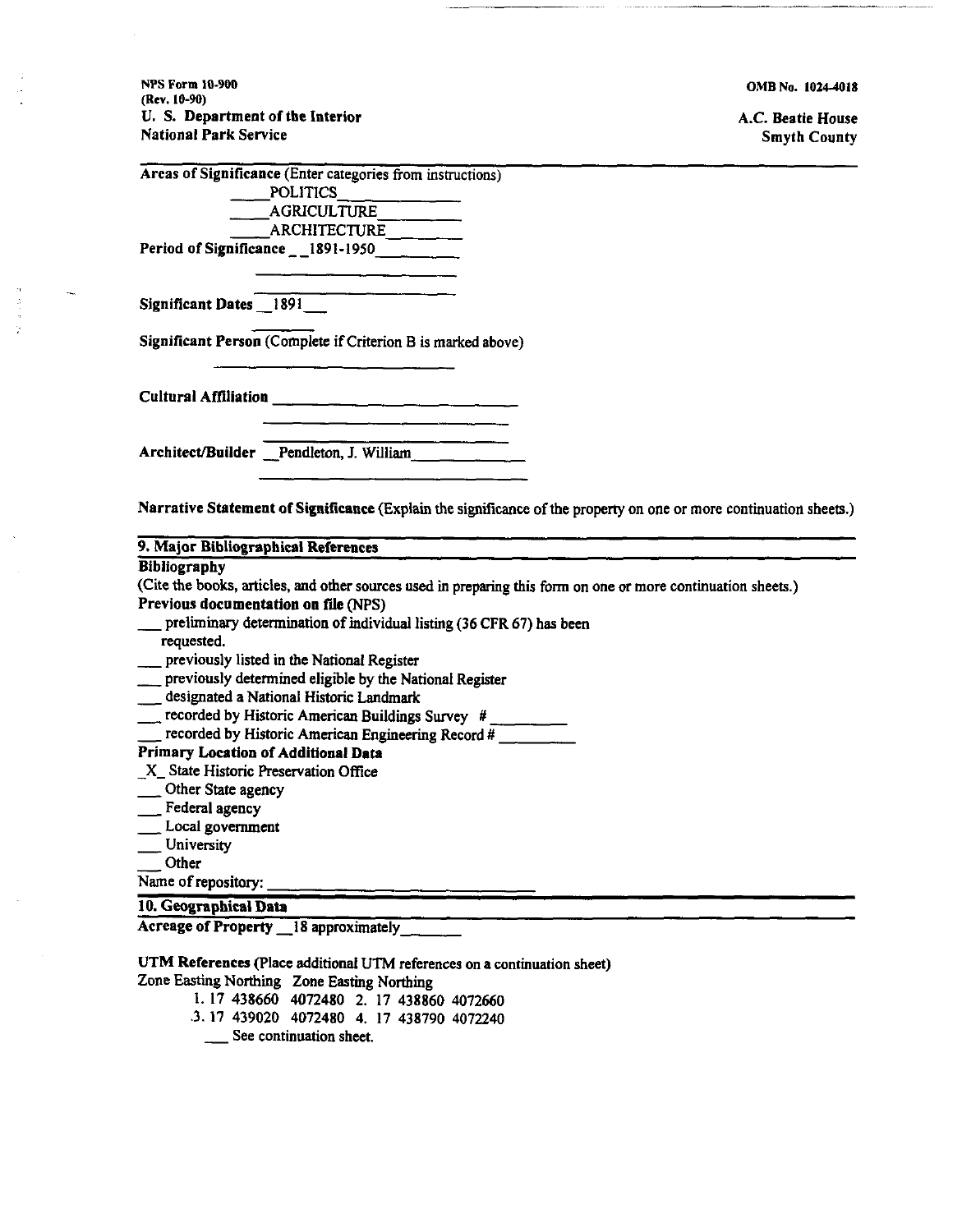NPS Form 10-900
(Rev. 10-90)
U. S. Department of the Interior
National Park Service

OMB No. 1024-4018

A.C. Beatie House
Smyth County

**Areas of Significance** (Enter categories from instructions)

POLITICS
AGRICULTURE
ARCHITECTURE

**Period of Significance** 1891-1950

**Significant Dates** 1891

**Significant Person** (Complete if Criterion B is marked above)

**Cultural Affiliation**

**Architect/Builder** Pendleton, J. William

**Narrative Statement of Significance** (Explain the significance of the property on one or more continuation sheets.)

## 9. Major Bibliographical References

**Bibliography**

(Cite the books, articles, and other sources used in preparing this form on one or more continuation sheets.)

**Previous documentation on file** (NPS)

- ___ preliminary determination of individual listing (36 CFR 67) has been requested.
- ___ previously listed in the National Register
- ___ previously determined eligible by the National Register
- ___ designated a National Historic Landmark
- ___ recorded by Historic American Buildings Survey # ________
- ___ recorded by Historic American Engineering Record # ________

**Primary Location of Additional Data**

- _X_ State Historic Preservation Office
- ___ Other State agency
- ___ Federal agency
- ___ Local government
- ___ University
- ___ Other

Name of repository: ________

## 10. Geographical Data

**Acreage of Property** 18 approximately

**UTM References** (Place additional UTM references on a continuation sheet)

Zone Easting Northing Zone Easting Northing

1. 17 438660 4072480 2. 17 438860 4072660
3. 17 439020 4072480 4. 17 438790 4072240

___ See continuation sheet.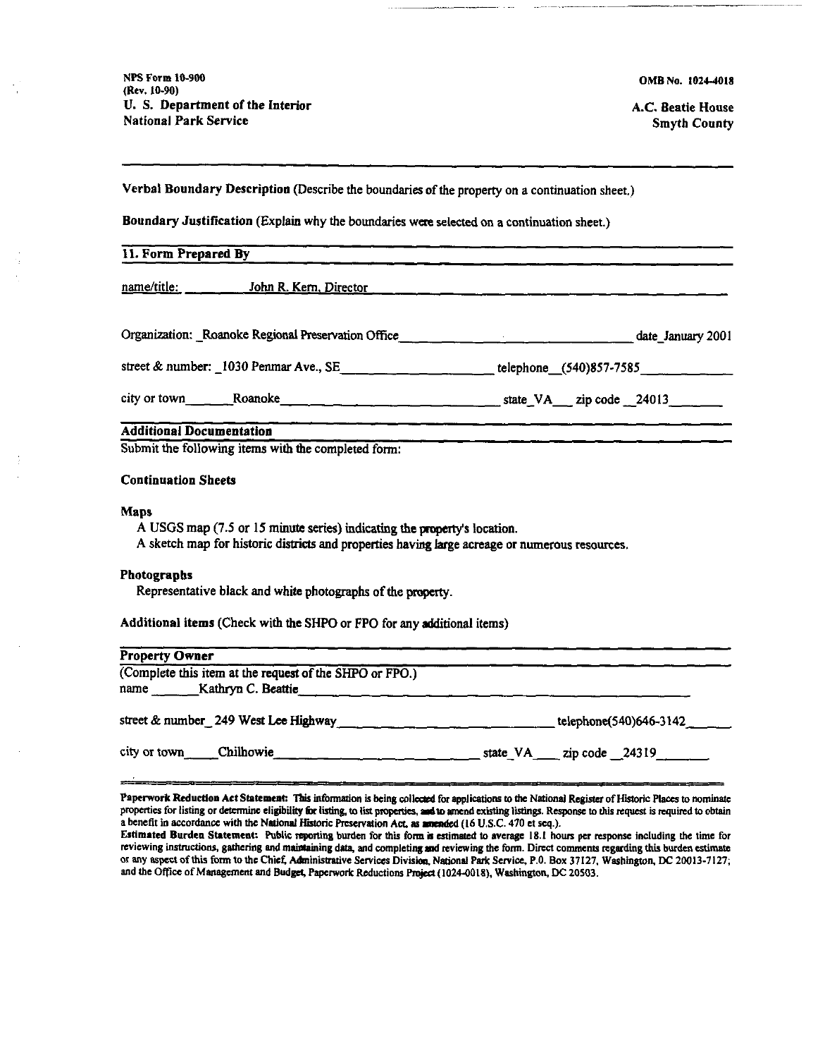Verbal Boundary Description (Describe the boundaries of the property on a continuation sheet.)

Boundary Justification (Explain why the boundaries were selected on a continuation sheet.)

## 11. Form Prepared By

name/title: John R. Kern, Director

Organization: Roanoke Regional Preservation Office date January 2001

street & number: 1030 Penmar Ave., SE telephone (540)857-7585

city or town Roanoke state VA zip code 24013

## Additional Documentation

Submit the following items with the completed form:

**Continuation Sheets**

**Maps**

A USGS map (7.5 or 15 minute series) indicating the property's location.
A sketch map for historic districts and properties having large acreage or numerous resources.

**Photographs**

Representative black and white photographs of the property.

**Additional items** (Check with the SHPO or FPO for any additional items)

## Property Owner

(Complete this item at the request of the SHPO or FPO.)

name Kathryn C. Beattie

street & number 249 West Lee Highway telephone(540)646-3142

city or town Chilhowie state VA zip code 24319

**Paperwork Reduction Act Statement:** This information is being collected for applications to the National Register of Historic Places to nominate properties for listing or determine eligibility for listing, to list properties, and to amend existing listings. Response to this request is required to obtain a benefit in accordance with the National Historic Preservation Act, as amended (16 U.S.C. 470 et seq.).

**Estimated Burden Statement:** Public reporting burden for this form is estimated to average 18.1 hours per response including the time for reviewing instructions, gathering and maintaining data, and completing and reviewing the form. Direct comments regarding this burden estimate or any aspect of this form to the Chief, Administrative Services Division, National Park Service, P.O. Box 37127, Washington, DC 20013-7127; and the Office of Management and Budget, Paperwork Reductions Project (1024-0018), Washington, DC 20503.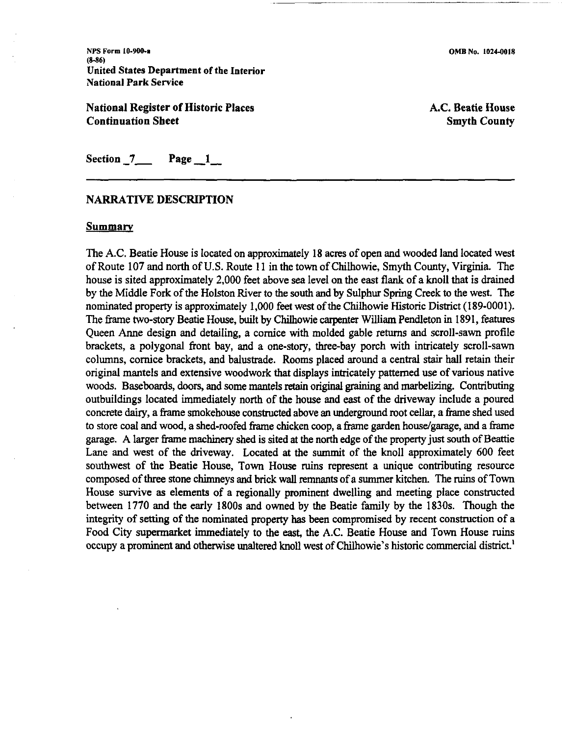NPS Form 10-900-a
(8-86)
United States Department of the Interior
National Park Service

OMB No. 1024-0018

**National Register of Historic Places Continuation Sheet**

**A.C. Beatie House**
**Smyth County**

Section _7_ Page _1_

## NARRATIVE DESCRIPTION

### Summary

The A.C. Beatie House is located on approximately 18 acres of open and wooded land located west of Route 107 and north of U.S. Route 11 in the town of Chilhowie, Smyth County, Virginia. The house is sited approximately 2,000 feet above sea level on the east flank of a knoll that is drained by the Middle Fork of the Holston River to the south and by Sulphur Spring Creek to the west. The nominated property is approximately 1,000 feet west of the Chilhowie Historic District (189-0001). The frame two-story Beatie House, built by Chilhowie carpenter William Pendleton in 1891, features Queen Anne design and detailing, a cornice with molded gable returns and scroll-sawn profile brackets, a polygonal front bay, and a one-story, three-bay porch with intricately scroll-sawn columns, cornice brackets, and balustrade. Rooms placed around a central stair hall retain their original mantels and extensive woodwork that displays intricately patterned use of various native woods. Baseboards, doors, and some mantels retain original graining and marbelizing. Contributing outbuildings located immediately north of the house and east of the driveway include a poured concrete dairy, a frame smokehouse constructed above an underground root cellar, a frame shed used to store coal and wood, a shed-roofed frame chicken coop, a frame garden house/garage, and a frame garage. A larger frame machinery shed is sited at the north edge of the property just south of Beattie Lane and west of the driveway. Located at the summit of the knoll approximately 600 feet southwest of the Beatie House, Town House ruins represent a unique contributing resource composed of three stone chimneys and brick wall remnants of a summer kitchen. The ruins of Town House survive as elements of a regionally prominent dwelling and meeting place constructed between 1770 and the early 1800s and owned by the Beatie family by the 1830s. Though the integrity of setting of the nominated property has been compromised by recent construction of a Food City supermarket immediately to the east, the A.C. Beatie House and Town House ruins occupy a prominent and otherwise unaltered knoll west of Chilhowie's historic commercial district.[1]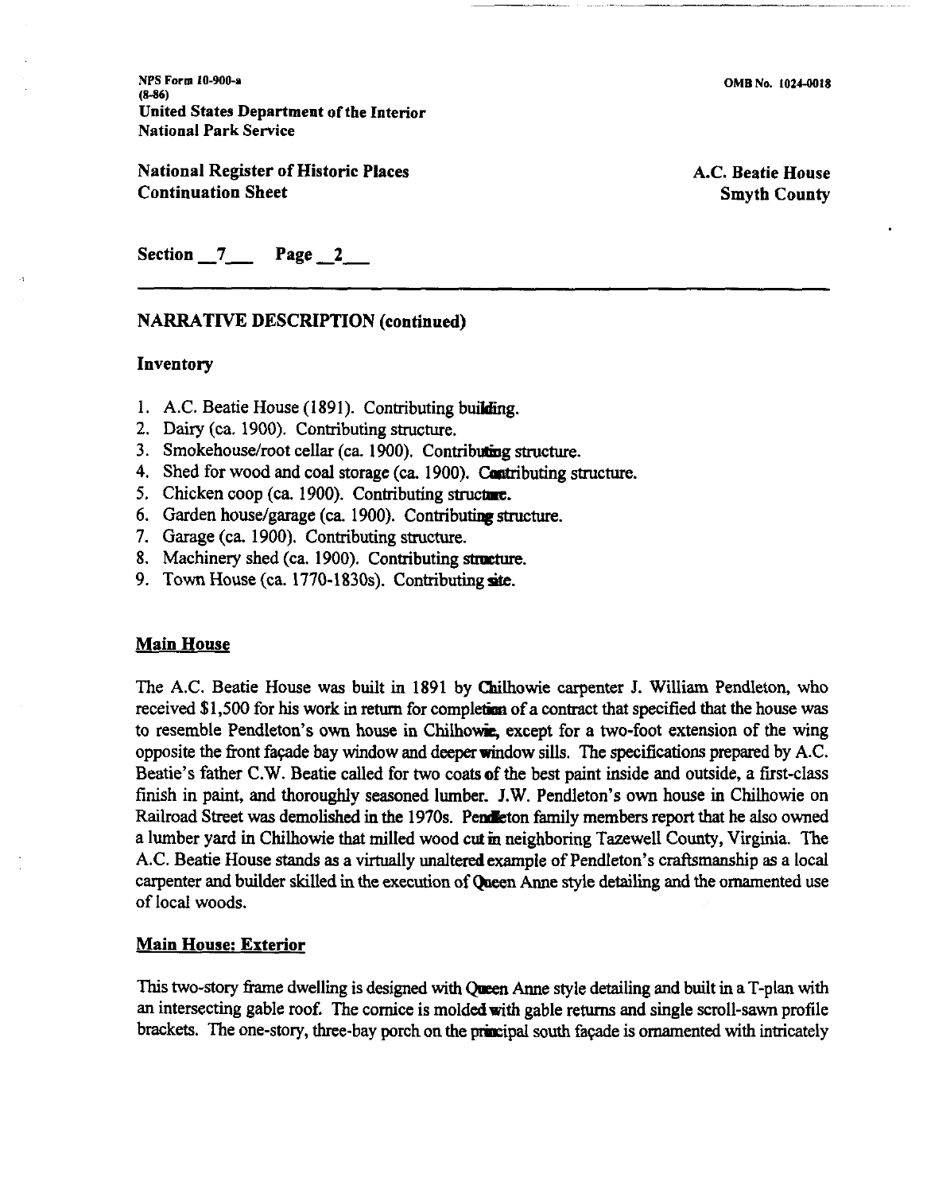NPS Form 10-900-a
(8-86)
United States Department of the Interior
National Park Service

OMB No. 1024-0018

National Register of Historic Places
Continuation Sheet

A.C. Beatie House
Smyth County

Section 7 Page 2

## NARRATIVE DESCRIPTION (continued)

### Inventory

1. A.C. Beatie House (1891). Contributing building.
2. Dairy (ca. 1900). Contributing structure.
3. Smokehouse/root cellar (ca. 1900). Contributing structure.
4. Shed for wood and coal storage (ca. 1900). Contributing structure.
5. Chicken coop (ca. 1900). Contributing structure.
6. Garden house/garage (ca. 1900). Contributing structure.
7. Garage (ca. 1900). Contributing structure.
8. Machinery shed (ca. 1900). Contributing structure.
9. Town House (ca. 1770-1830s). Contributing site.

### Main House

The A.C. Beatie House was built in 1891 by Chilhowie carpenter J. William Pendleton, who received $1,500 for his work in return for completion of a contract that specified that the house was to resemble Pendleton's own house in Chilhowie, except for a two-foot extension of the wing opposite the front façade bay window and deeper window sills. The specifications prepared by A.C. Beatie's father C.W. Beatie called for two coats of the best paint inside and outside, a first-class finish in paint, and thoroughly seasoned lumber. J.W. Pendleton's own house in Chilhowie on Railroad Street was demolished in the 1970s. Pendleton family members report that he also owned a lumber yard in Chilhowie that milled wood cut in neighboring Tazewell County, Virginia. The A.C. Beatie House stands as a virtually unaltered example of Pendleton's craftsmanship as a local carpenter and builder skilled in the execution of Queen Anne style detailing and the ornamented use of local woods.

### Main House: Exterior

This two-story frame dwelling is designed with Queen Anne style detailing and built in a T-plan with an intersecting gable roof. The cornice is molded with gable returns and single scroll-sawn profile brackets. The one-story, three-bay porch on the principal south façade is ornamented with intricately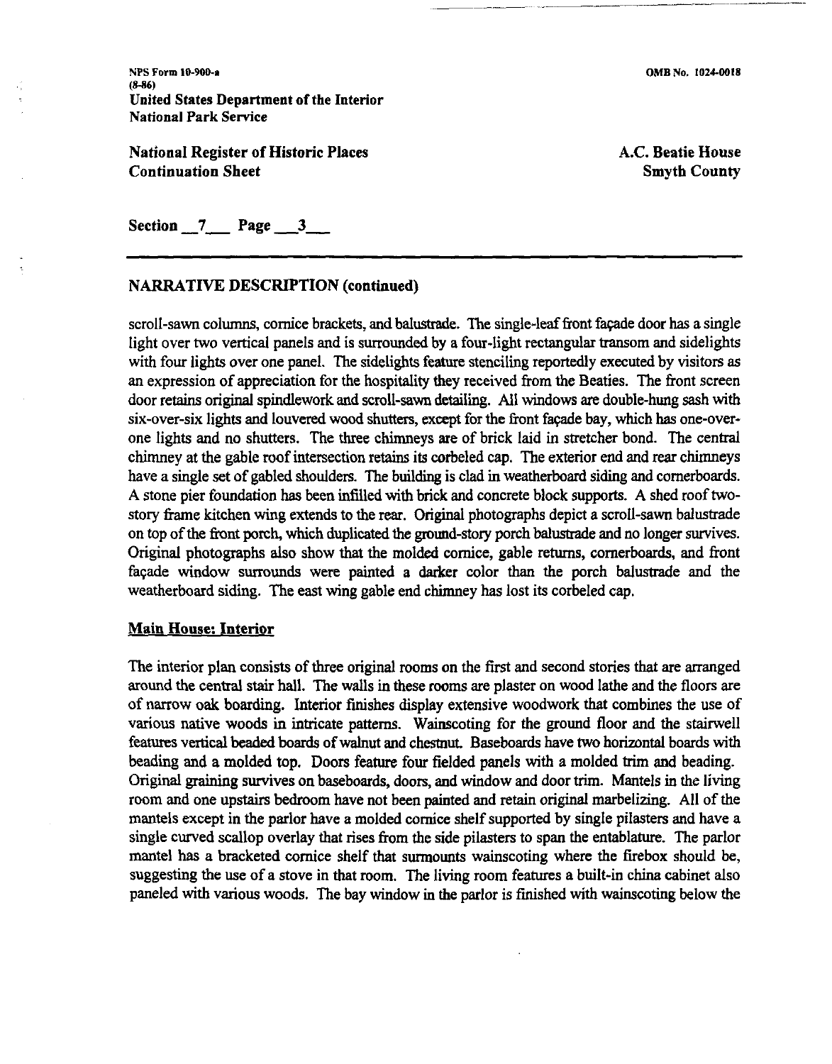Section 7 Page 3

## NARRATIVE DESCRIPTION (continued)

scroll-sawn columns, cornice brackets, and balustrade. The single-leaf front façade door has a single light over two vertical panels and is surrounded by a four-light rectangular transom and sidelights with four lights over one panel. The sidelights feature stenciling reportedly executed by visitors as an expression of appreciation for the hospitality they received from the Beaties. The front screen door retains original spindlework and scroll-sawn detailing. All windows are double-hung sash with six-over-six lights and louvered wood shutters, except for the front façade bay, which has one-over-one lights and no shutters. The three chimneys are of brick laid in stretcher bond. The central chimney at the gable roof intersection retains its corbeled cap. The exterior end and rear chimneys have a single set of gabled shoulders. The building is clad in weatherboard siding and cornerboards. A stone pier foundation has been infilled with brick and concrete block supports. A shed roof two-story frame kitchen wing extends to the rear. Original photographs depict a scroll-sawn balustrade on top of the front porch, which duplicated the ground-story porch balustrade and no longer survives. Original photographs also show that the molded cornice, gable returns, cornerboards, and front façade window surrounds were painted a darker color than the porch balustrade and the weatherboard siding. The east wing gable end chimney has lost its corbeled cap.

### Main House: Interior

The interior plan consists of three original rooms on the first and second stories that are arranged around the central stair hall. The walls in these rooms are plaster on wood lathe and the floors are of narrow oak boarding. Interior finishes display extensive woodwork that combines the use of various native woods in intricate patterns. Wainscoting for the ground floor and the stairwell features vertical beaded boards of walnut and chestnut. Baseboards have two horizontal boards with beading and a molded top. Doors feature four fielded panels with a molded trim and beading. Original graining survives on baseboards, doors, and window and door trim. Mantels in the living room and one upstairs bedroom have not been painted and retain original marbelizing. All of the mantels except in the parlor have a molded cornice shelf supported by single pilasters and have a single curved scallop overlay that rises from the side pilasters to span the entablature. The parlor mantel has a bracketed cornice shelf that surmounts wainscoting where the firebox should be, suggesting the use of a stove in that room. The living room features a built-in china cabinet also paneled with various woods. The bay window in the parlor is finished with wainscoting below the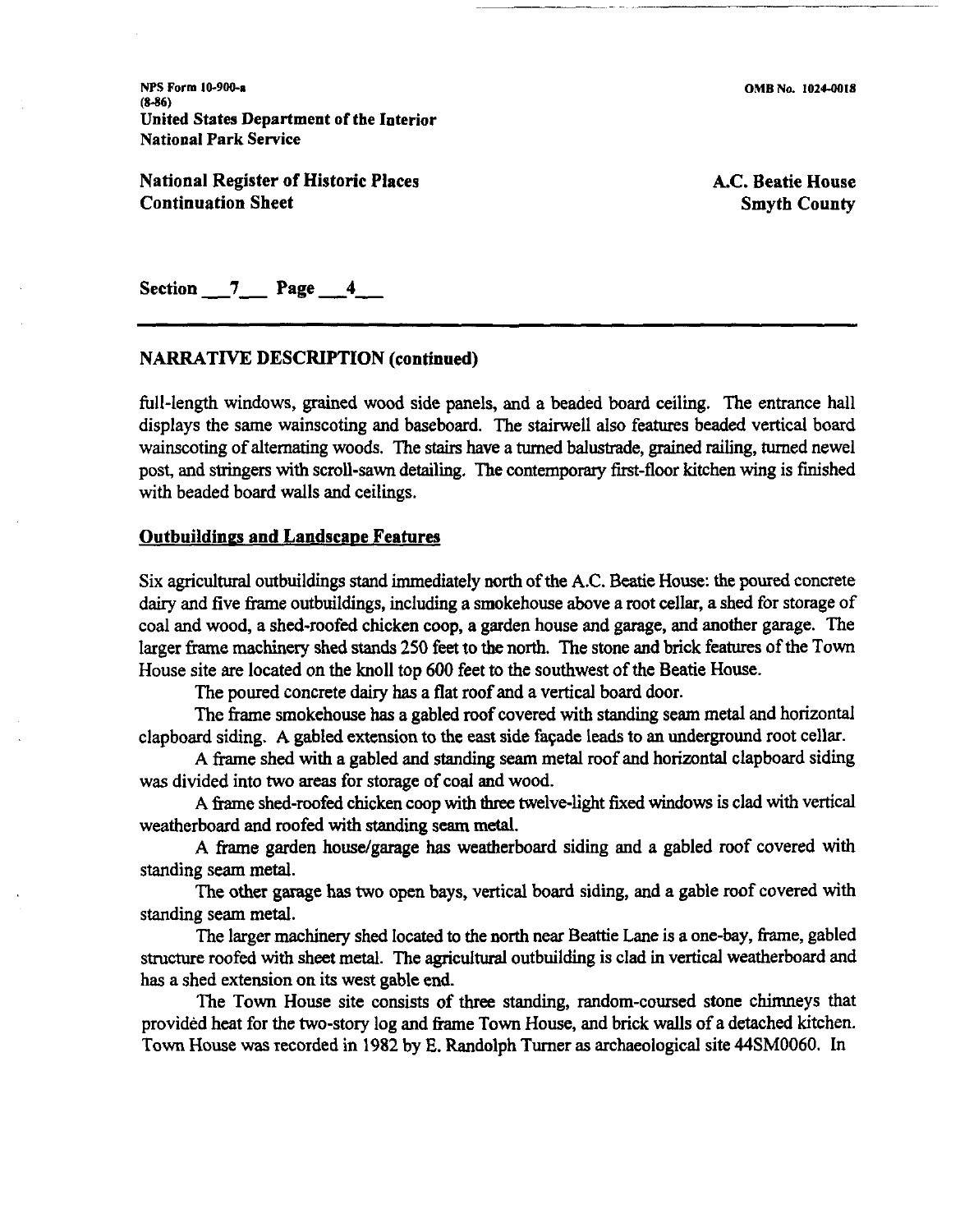## NARRATIVE DESCRIPTION (continued)

full-length windows, grained wood side panels, and a beaded board ceiling. The entrance hall displays the same wainscoting and baseboard. The stairwell also features beaded vertical board wainscoting of alternating woods. The stairs have a turned balustrade, grained railing, turned newel post, and stringers with scroll-sawn detailing. The contemporary first-floor kitchen wing is finished with beaded board walls and ceilings.

### Outbuildings and Landscape Features

Six agricultural outbuildings stand immediately north of the A.C. Beatie House: the poured concrete dairy and five frame outbuildings, including a smokehouse above a root cellar, a shed for storage of coal and wood, a shed-roofed chicken coop, a garden house and garage, and another garage. The larger frame machinery shed stands 250 feet to the north. The stone and brick features of the Town House site are located on the knoll top 600 feet to the southwest of the Beatie House.

The poured concrete dairy has a flat roof and a vertical board door.

The frame smokehouse has a gabled roof covered with standing seam metal and horizontal clapboard siding. A gabled extension to the east side façade leads to an underground root cellar.

A frame shed with a gabled and standing seam metal roof and horizontal clapboard siding was divided into two areas for storage of coal and wood.

A frame shed-roofed chicken coop with three twelve-light fixed windows is clad with vertical weatherboard and roofed with standing seam metal.

A frame garden house/garage has weatherboard siding and a gabled roof covered with standing seam metal.

The other garage has two open bays, vertical board siding, and a gable roof covered with standing seam metal.

The larger machinery shed located to the north near Beattie Lane is a one-bay, frame, gabled structure roofed with sheet metal. The agricultural outbuilding is clad in vertical weatherboard and has a shed extension on its west gable end.

The Town House site consists of three standing, random-coursed stone chimneys that provided heat for the two-story log and frame Town House, and brick walls of a detached kitchen. Town House was recorded in 1982 by E. Randolph Turner as archaeological site 44SM0060. In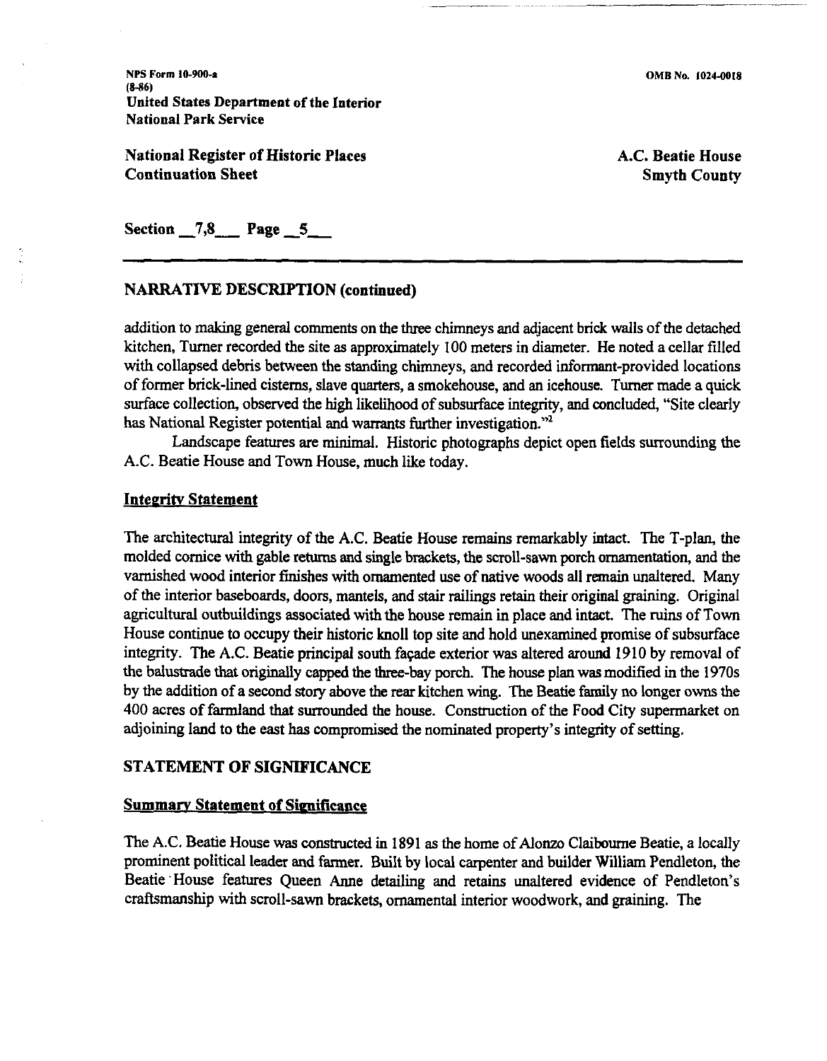Section 7,8 Page 5

## NARRATIVE DESCRIPTION (continued)

addition to making general comments on the three chimneys and adjacent brick walls of the detached kitchen, Turner recorded the site as approximately 100 meters in diameter. He noted a cellar filled with collapsed debris between the standing chimneys, and recorded informant-provided locations of former brick-lined cisterns, slave quarters, a smokehouse, and an icehouse. Turner made a quick surface collection, observed the high likelihood of subsurface integrity, and concluded, "Site clearly has National Register potential and warrants further investigation."[2]

Landscape features are minimal. Historic photographs depict open fields surrounding the A.C. Beatie House and Town House, much like today.

### Integrity Statement

The architectural integrity of the A.C. Beatie House remains remarkably intact. The T-plan, the molded cornice with gable returns and single brackets, the scroll-sawn porch ornamentation, and the varnished wood interior finishes with ornamented use of native woods all remain unaltered. Many of the interior baseboards, doors, mantels, and stair railings retain their original graining. Original agricultural outbuildings associated with the house remain in place and intact. The ruins of Town House continue to occupy their historic knoll top site and hold unexamined promise of subsurface integrity. The A.C. Beatie principal south façade exterior was altered around 1910 by removal of the balustrade that originally capped the three-bay porch. The house plan was modified in the 1970s by the addition of a second story above the rear kitchen wing. The Beatie family no longer owns the 400 acres of farmland that surrounded the house. Construction of the Food City supermarket on adjoining land to the east has compromised the nominated property's integrity of setting.

## STATEMENT OF SIGNIFICANCE

### Summary Statement of Significance

The A.C. Beatie House was constructed in 1891 as the home of Alonzo Claibourne Beatie, a locally prominent political leader and farmer. Built by local carpenter and builder William Pendleton, the Beatie House features Queen Anne detailing and retains unaltered evidence of Pendleton's craftsmanship with scroll-sawn brackets, ornamental interior woodwork, and graining. The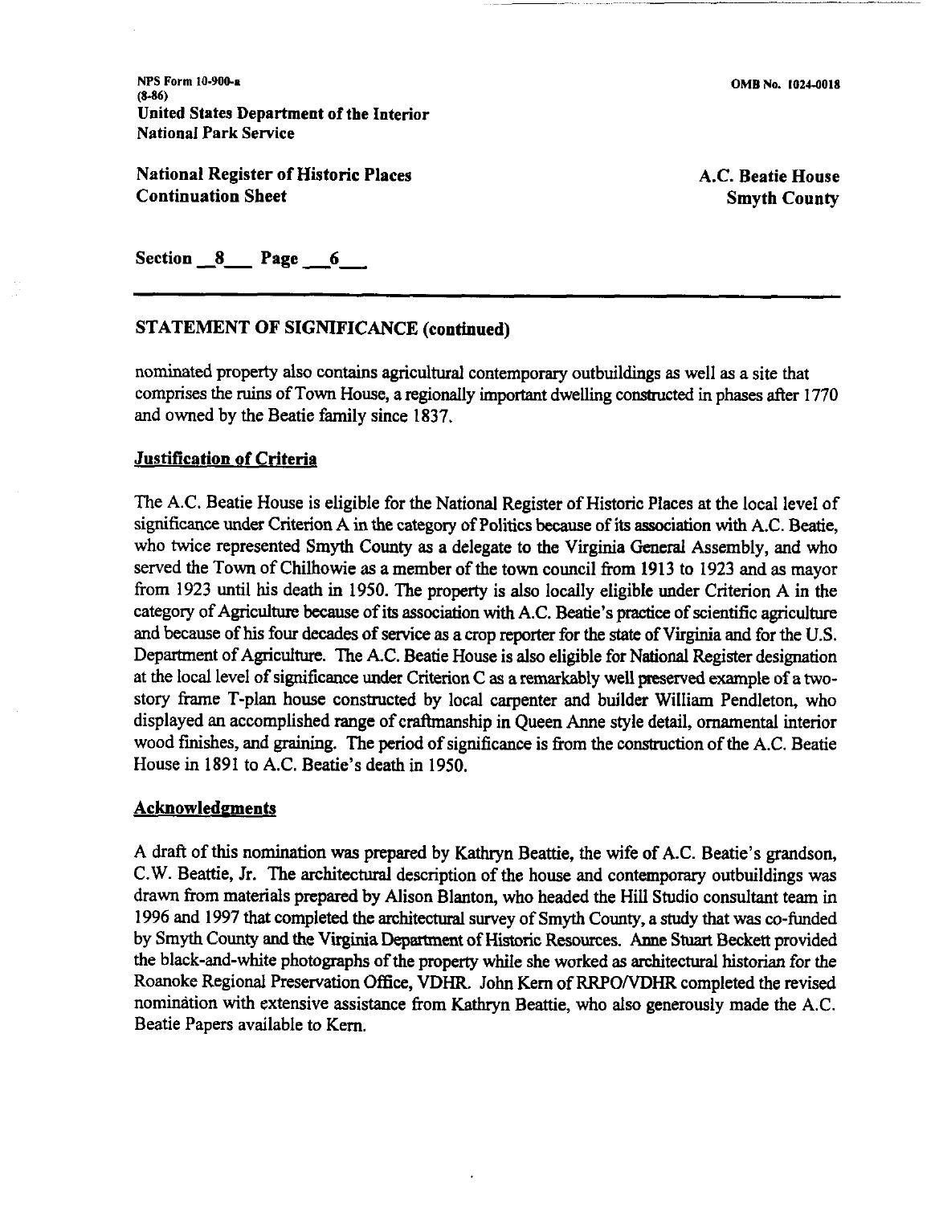## STATEMENT OF SIGNIFICANCE (continued)

nominated property also contains agricultural contemporary outbuildings as well as a site that comprises the ruins of Town House, a regionally important dwelling constructed in phases after 1770 and owned by the Beatie family since 1837.

### Justification of Criteria

The A.C. Beatie House is eligible for the National Register of Historic Places at the local level of significance under Criterion A in the category of Politics because of its association with A.C. Beatie, who twice represented Smyth County as a delegate to the Virginia General Assembly, and who served the Town of Chilhowie as a member of the town council from 1913 to 1923 and as mayor from 1923 until his death in 1950. The property is also locally eligible under Criterion A in the category of Agriculture because of its association with A.C. Beatie's practice of scientific agriculture and because of his four decades of service as a crop reporter for the state of Virginia and for the U.S. Department of Agriculture. The A.C. Beatie House is also eligible for National Register designation at the local level of significance under Criterion C as a remarkably well preserved example of a two-story frame T-plan house constructed by local carpenter and builder William Pendleton, who displayed an accomplished range of craftmanship in Queen Anne style detail, ornamental interior wood finishes, and graining. The period of significance is from the construction of the A.C. Beatie House in 1891 to A.C. Beatie's death in 1950.

### Acknowledgments

A draft of this nomination was prepared by Kathryn Beattie, the wife of A.C. Beatie's grandson, C.W. Beattie, Jr. The architectural description of the house and contemporary outbuildings was drawn from materials prepared by Alison Blanton, who headed the Hill Studio consultant team in 1996 and 1997 that completed the architectural survey of Smyth County, a study that was co-funded by Smyth County and the Virginia Department of Historic Resources. Anne Stuart Beckett provided the black-and-white photographs of the property while she worked as architectural historian for the Roanoke Regional Preservation Office, VDHR. John Kern of RRPO/VDHR completed the revised nomination with extensive assistance from Kathryn Beattie, who also generously made the A.C. Beatie Papers available to Kern.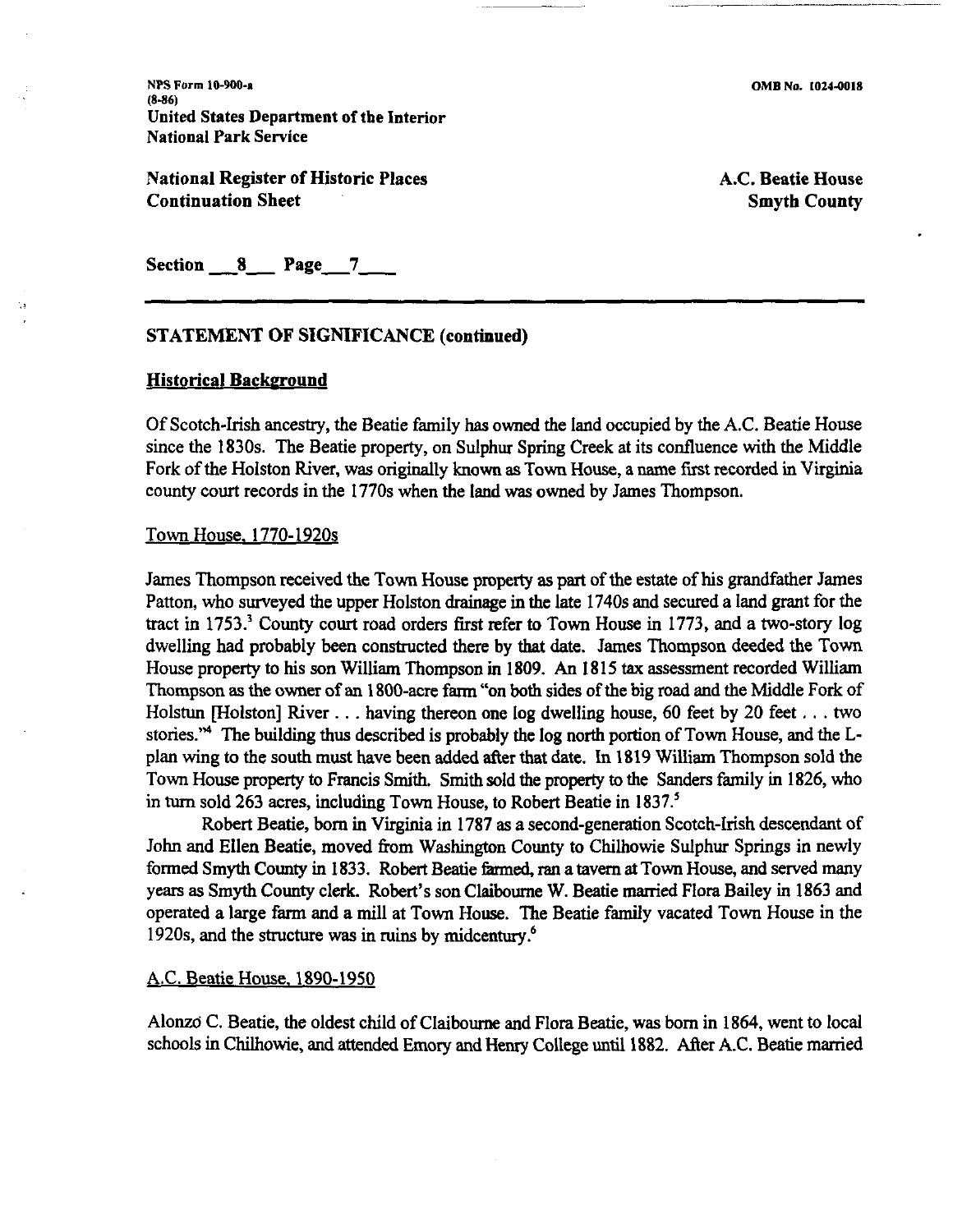NPS Form 10-900-a
(8-86)
United States Department of the Interior
National Park Service

OMB No. 1024-0018

**National Register of Historic Places**
**Continuation Sheet**

**A.C. Beatie House**
**Smyth County**

**Section 8 Page 7**

## STATEMENT OF SIGNIFICANCE (continued)

### Historical Background

Of Scotch-Irish ancestry, the Beatie family has owned the land occupied by the A.C. Beatie House since the 1830s. The Beatie property, on Sulphur Spring Creek at its confluence with the Middle Fork of the Holston River, was originally known as Town House, a name first recorded in Virginia county court records in the 1770s when the land was owned by James Thompson.

#### Town House, 1770-1920s

James Thompson received the Town House property as part of the estate of his grandfather James Patton, who surveyed the upper Holston drainage in the late 1740s and secured a land grant for the tract in 1753.[3] County court road orders first refer to Town House in 1773, and a two-story log dwelling had probably been constructed there by that date. James Thompson deeded the Town House property to his son William Thompson in 1809. An 1815 tax assessment recorded William Thompson as the owner of an 1800-acre farm "on both sides of the big road and the Middle Fork of Holstun [Holston] River . . . having thereon one log dwelling house, 60 feet by 20 feet . . . two stories."[4] The building thus described is probably the log north portion of Town House, and the L-plan wing to the south must have been added after that date. In 1819 William Thompson sold the Town House property to Francis Smith. Smith sold the property to the Sanders family in 1826, who in turn sold 263 acres, including Town House, to Robert Beatie in 1837.[5]

Robert Beatie, born in Virginia in 1787 as a second-generation Scotch-Irish descendant of John and Ellen Beatie, moved from Washington County to Chilhowie Sulphur Springs in newly formed Smyth County in 1833. Robert Beatie farmed, ran a tavern at Town House, and served many years as Smyth County clerk. Robert's son Claibourne W. Beatie married Flora Bailey in 1863 and operated a large farm and a mill at Town House. The Beatie family vacated Town House in the 1920s, and the structure was in ruins by midcentury.[6]

#### A.C. Beatie House, 1890-1950

Alonzo C. Beatie, the oldest child of Claibourne and Flora Beatie, was born in 1864, went to local schools in Chilhowie, and attended Emory and Henry College until 1882. After A.C. Beatie married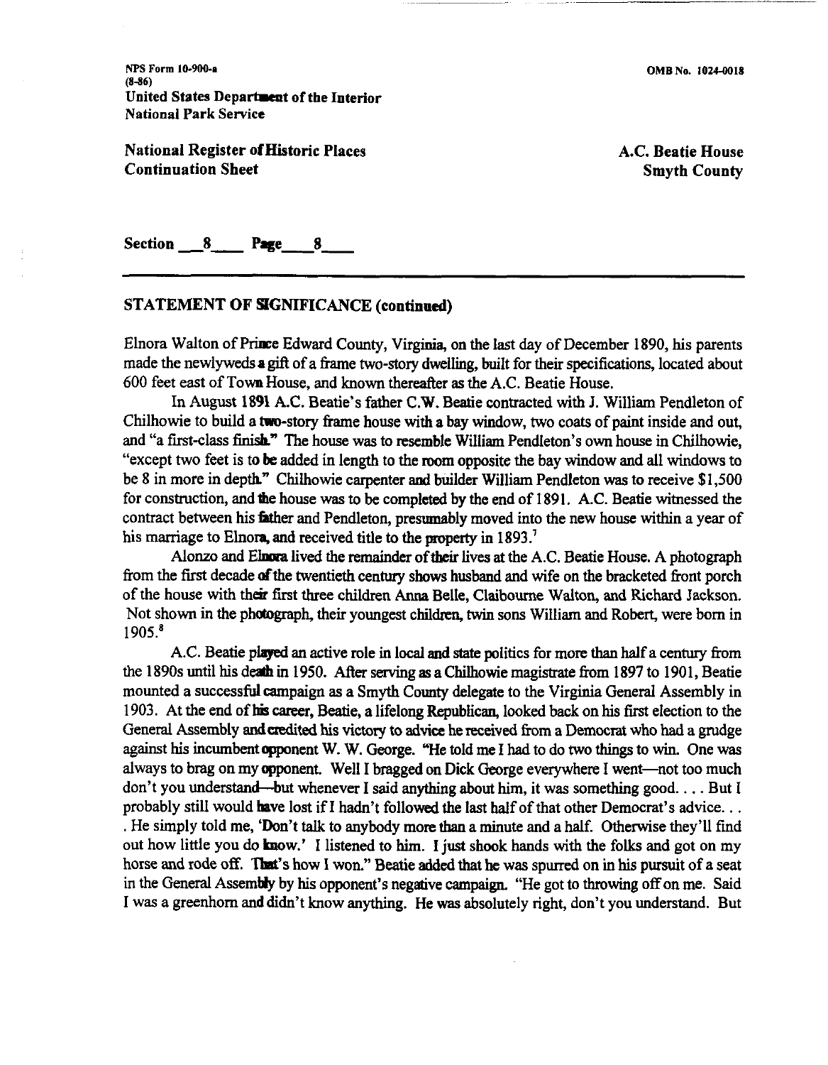## STATEMENT OF SIGNIFICANCE (continued)

Elnora Walton of Prince Edward County, Virginia, on the last day of December 1890, his parents made the newlyweds a gift of a frame two-story dwelling, built for their specifications, located about 600 feet east of Town House, and known thereafter as the A.C. Beatie House.

In August 1891 A.C. Beatie's father C.W. Beatie contracted with J. William Pendleton of Chilhowie to build a two-story frame house with a bay window, two coats of paint inside and out, and "a first-class finish." The house was to resemble William Pendleton's own house in Chilhowie, "except two feet is to be added in length to the room opposite the bay window and all windows to be 8 in more in depth." Chilhowie carpenter and builder William Pendleton was to receive $1,500 for construction, and the house was to be completed by the end of 1891. A.C. Beatie witnessed the contract between his father and Pendleton, presumably moved into the new house within a year of his marriage to Elnora, and received title to the property in 1893.[7]

Alonzo and Elnora lived the remainder of their lives at the A.C. Beatie House. A photograph from the first decade of the twentieth century shows husband and wife on the bracketed front porch of the house with their first three children Anna Belle, Claibourne Walton, and Richard Jackson. Not shown in the photograph, their youngest children, twin sons William and Robert, were born in 1905.[8]

A.C. Beatie played an active role in local and state politics for more than half a century from the 1890s until his death in 1950. After serving as a Chilhowie magistrate from 1897 to 1901, Beatie mounted a successful campaign as a Smyth County delegate to the Virginia General Assembly in 1903. At the end of his career, Beatie, a lifelong Republican, looked back on his first election to the General Assembly and credited his victory to advice he received from a Democrat who had a grudge against his incumbent opponent W. W. George. "He told me I had to do two things to win. One was always to brag on my opponent. Well I bragged on Dick George everywhere I went—not too much don't you understand—but whenever I said anything about him, it was something good. . . . But I probably still would have lost if I hadn't followed the last half of that other Democrat's advice. . . . He simply told me, 'Don't talk to anybody more than a minute and a half. Otherwise they'll find out how little you do know.' I listened to him. I just shook hands with the folks and got on my horse and rode off. That's how I won." Beatie added that he was spurred on in his pursuit of a seat in the General Assembly by his opponent's negative campaign. "He got to throwing off on me. Said I was a greenhorn and didn't know anything. He was absolutely right, don't you understand. But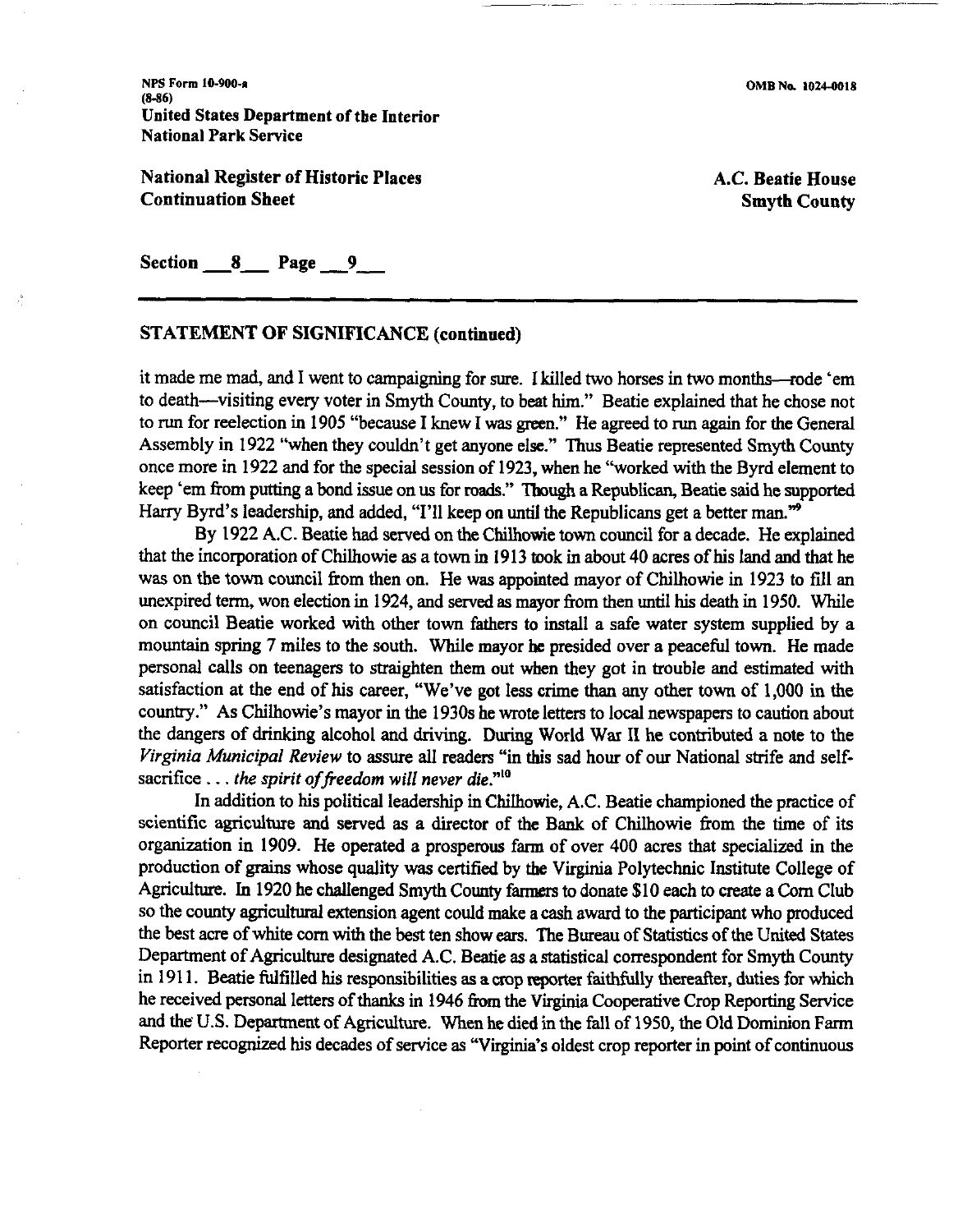## STATEMENT OF SIGNIFICANCE (continued)

it made me mad, and I went to campaigning for sure. I killed two horses in two months—rode 'em to death—visiting every voter in Smyth County, to beat him." Beatie explained that he chose not to run for reelection in 1905 "because I knew I was green." He agreed to run again for the General Assembly in 1922 "when they couldn't get anyone else." Thus Beatie represented Smyth County once more in 1922 and for the special session of 1923, when he "worked with the Byrd element to keep 'em from putting a bond issue on us for roads." Though a Republican, Beatie said he supported Harry Byrd's leadership, and added, "I'll keep on until the Republicans get a better man."[9]

By 1922 A.C. Beatie had served on the Chilhowie town council for a decade. He explained that the incorporation of Chilhowie as a town in 1913 took in about 40 acres of his land and that he was on the town council from then on. He was appointed mayor of Chilhowie in 1923 to fill an unexpired term, won election in 1924, and served as mayor from then until his death in 1950. While on council Beatie worked with other town fathers to install a safe water system supplied by a mountain spring 7 miles to the south. While mayor he presided over a peaceful town. He made personal calls on teenagers to straighten them out when they got in trouble and estimated with satisfaction at the end of his career, "We've got less crime than any other town of 1,000 in the country." As Chilhowie's mayor in the 1930s he wrote letters to local newspapers to caution about the dangers of drinking alcohol and driving. During World War II he contributed a note to the *Virginia Municipal Review* to assure all readers "in this sad hour of our National strife and self-sacrifice . . . *the spirit of freedom will never die.*"[10]

In addition to his political leadership in Chilhowie, A.C. Beatie championed the practice of scientific agriculture and served as a director of the Bank of Chilhowie from the time of its organization in 1909. He operated a prosperous farm of over 400 acres that specialized in the production of grains whose quality was certified by the Virginia Polytechnic Institute College of Agriculture. In 1920 he challenged Smyth County farmers to donate $10 each to create a Corn Club so the county agricultural extension agent could make a cash award to the participant who produced the best acre of white corn with the best ten show ears. The Bureau of Statistics of the United States Department of Agriculture designated A.C. Beatie as a statistical correspondent for Smyth County in 1911. Beatie fulfilled his responsibilities as a crop reporter faithfully thereafter, duties for which he received personal letters of thanks in 1946 from the Virginia Cooperative Crop Reporting Service and the U.S. Department of Agriculture. When he died in the fall of 1950, the Old Dominion Farm Reporter recognized his decades of service as "Virginia's oldest crop reporter in point of continuous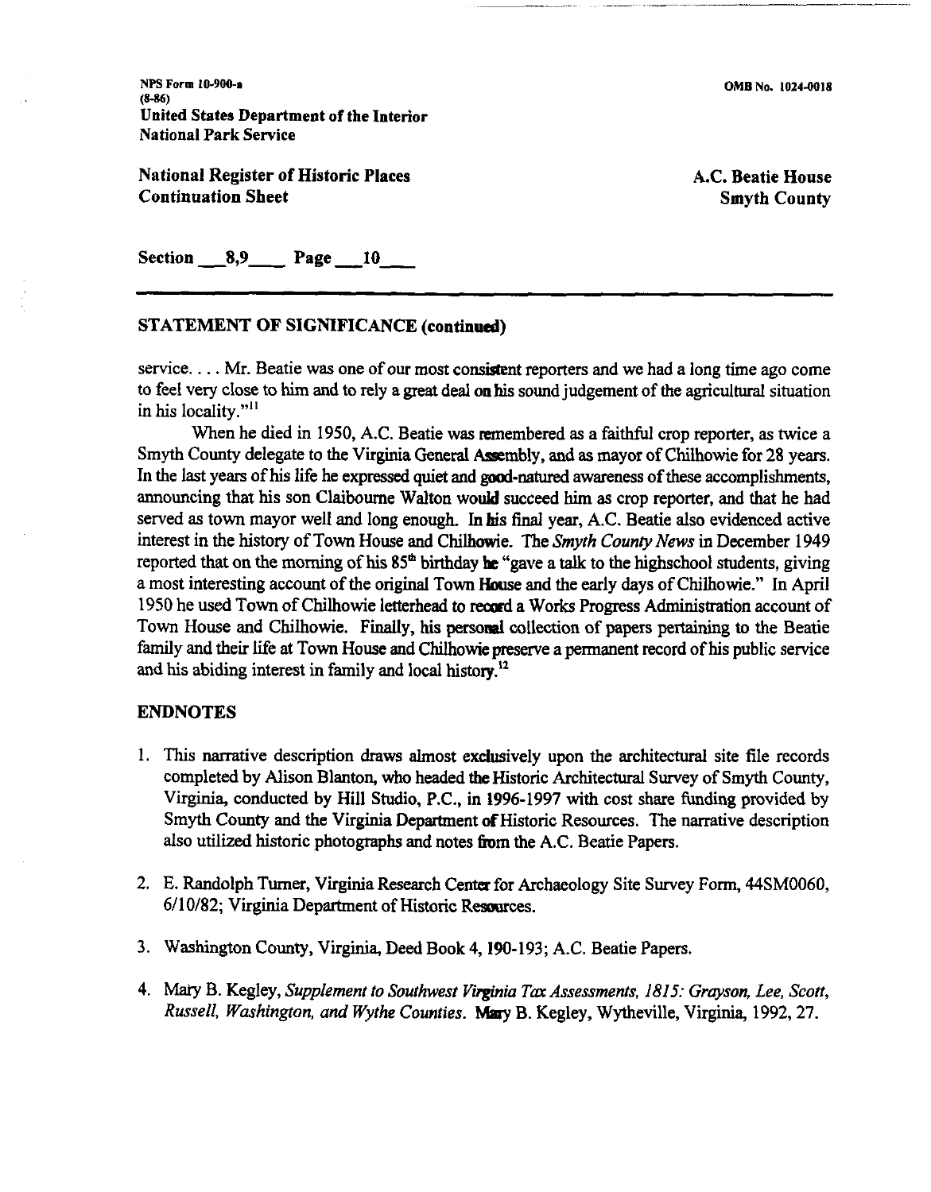## STATEMENT OF SIGNIFICANCE (continued)

service. . . . Mr. Beatie was one of our most consistent reporters and we had a long time ago come to feel very close to him and to rely a great deal on his sound judgement of the agricultural situation in his locality."[11]

When he died in 1950, A.C. Beatie was remembered as a faithful crop reporter, as twice a Smyth County delegate to the Virginia General Assembly, and as mayor of Chilhowie for 28 years. In the last years of his life he expressed quiet and good-natured awareness of these accomplishments, announcing that his son Claibourne Walton would succeed him as crop reporter, and that he had served as town mayor well and long enough. In his final year, A.C. Beatie also evidenced active interest in the history of Town House and Chilhowie. The *Smyth County News* in December 1949 reported that on the morning of his 85th birthday he "gave a talk to the highschool students, giving a most interesting account of the original Town House and the early days of Chilhowie." In April 1950 he used Town of Chilhowie letterhead to record a Works Progress Administration account of Town House and Chilhowie. Finally, his personal collection of papers pertaining to the Beatie family and their life at Town House and Chilhowie preserve a permanent record of his public service and his abiding interest in family and local history.[12]

## ENDNOTES

1. This narrative description draws almost exclusively upon the architectural site file records completed by Alison Blanton, who headed the Historic Architectural Survey of Smyth County, Virginia, conducted by Hill Studio, P.C., in 1996-1997 with cost share funding provided by Smyth County and the Virginia Department of Historic Resources. The narrative description also utilized historic photographs and notes from the A.C. Beatie Papers.

2. E. Randolph Turner, Virginia Research Center for Archaeology Site Survey Form, 44SM0060, 6/10/82; Virginia Department of Historic Resources.

3. Washington County, Virginia, Deed Book 4, 190-193; A.C. Beatie Papers.

4. Mary B. Kegley, *Supplement to Southwest Virginia Tax Assessments, 1815: Grayson, Lee, Scott, Russell, Washington, and Wythe Counties*. Mary B. Kegley, Wytheville, Virginia, 1992, 27.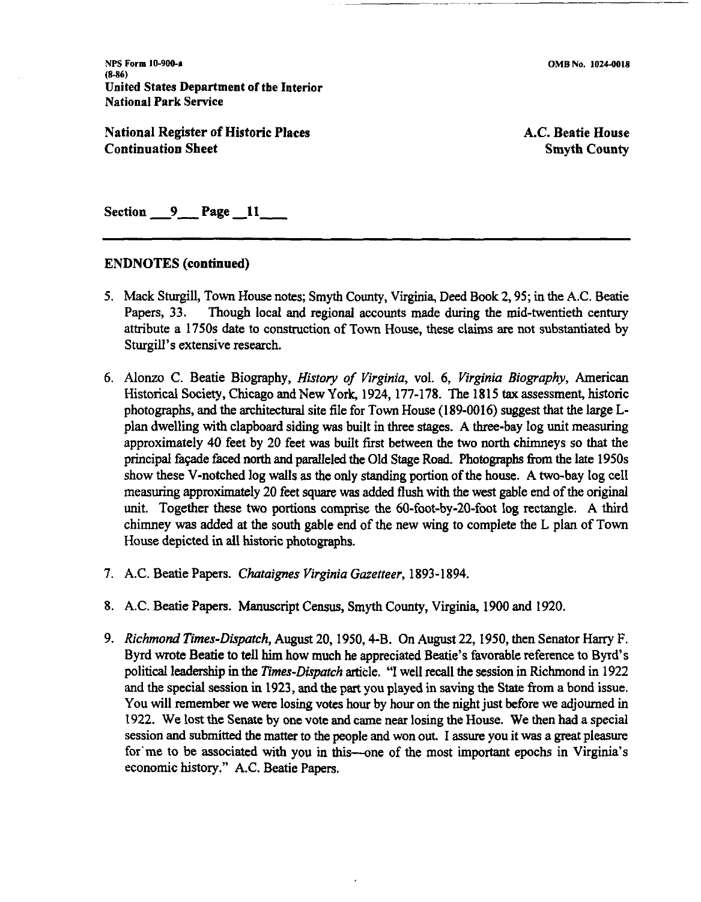Section 9 Page 11

## ENDNOTES (continued)

5. Mack Sturgill, Town House notes; Smyth County, Virginia, Deed Book 2, 95; in the A.C. Beatie Papers, 33. Though local and regional accounts made during the mid-twentieth century attribute a 1750s date to construction of Town House, these claims are not substantiated by Sturgill's extensive research.

6. Alonzo C. Beatie Biography, *History of Virginia*, vol. 6, *Virginia Biography*, American Historical Society, Chicago and New York, 1924, 177-178. The 1815 tax assessment, historic photographs, and the architectural site file for Town House (189-0016) suggest that the large L-plan dwelling with clapboard siding was built in three stages. A three-bay log unit measuring approximately 40 feet by 20 feet was built first between the two north chimneys so that the principal façade faced north and paralleled the Old Stage Road. Photographs from the late 1950s show these V-notched log walls as the only standing portion of the house. A two-bay log cell measuring approximately 20 feet square was added flush with the west gable end of the original unit. Together these two portions comprise the 60-foot-by-20-foot log rectangle. A third chimney was added at the south gable end of the new wing to complete the L plan of Town House depicted in all historic photographs.

7. A.C. Beatie Papers. *Chataignes Virginia Gazetteer*, 1893-1894.

8. A.C. Beatie Papers. Manuscript Census, Smyth County, Virginia, 1900 and 1920.

9. *Richmond Times-Dispatch*, August 20, 1950, 4-B. On August 22, 1950, then Senator Harry F. Byrd wrote Beatie to tell him how much he appreciated Beatie's favorable reference to Byrd's political leadership in the *Times-Dispatch* article. "I well recall the session in Richmond in 1922 and the special session in 1923, and the part you played in saving the State from a bond issue. You will remember we were losing votes hour by hour on the night just before we adjourned in 1922. We lost the Senate by one vote and came near losing the House. We then had a special session and submitted the matter to the people and won out. I assure you it was a great pleasure for me to be associated with you in this—one of the most important epochs in Virginia's economic history." A.C. Beatie Papers.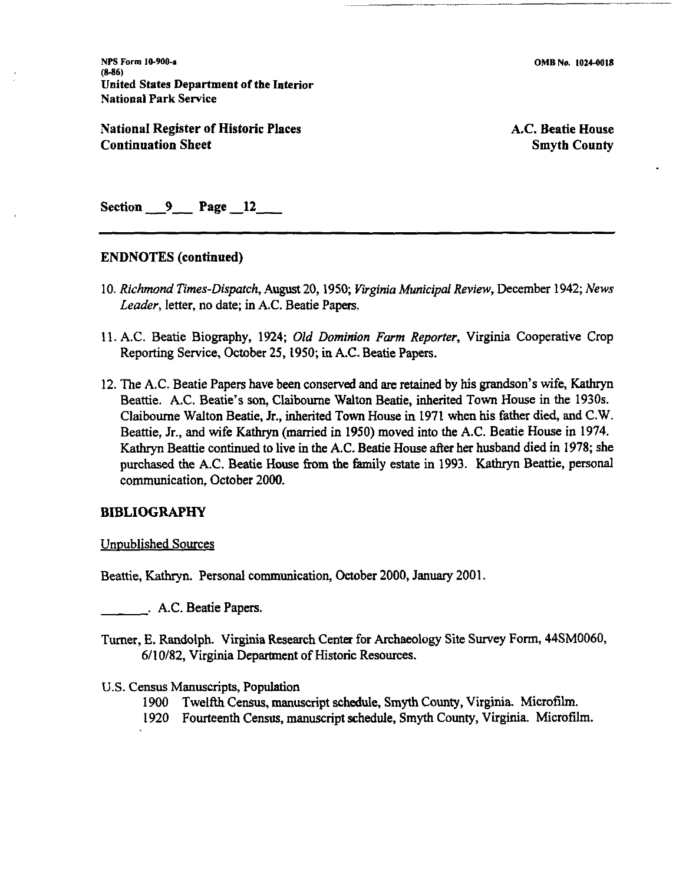Section 9 Page 12

## ENDNOTES (continued)

10. *Richmond Times-Dispatch*, August 20, 1950; *Virginia Municipal Review*, December 1942; *News Leader*, letter, no date; in A.C. Beatie Papers.

11. A.C. Beatie Biography, 1924; *Old Dominion Farm Reporter*, Virginia Cooperative Crop Reporting Service, October 25, 1950; in A.C. Beatie Papers.

12. The A.C. Beatie Papers have been conserved and are retained by his grandson's wife, Kathryn Beattie. A.C. Beatie's son, Claibourne Walton Beatie, inherited Town House in the 1930s. Claibourne Walton Beatie, Jr., inherited Town House in 1971 when his father died, and C.W. Beattie, Jr., and wife Kathryn (married in 1950) moved into the A.C. Beatie House in 1974. Kathryn Beattie continued to live in the A.C. Beatie House after her husband died in 1978; she purchased the A.C. Beatie House from the family estate in 1993. Kathryn Beattie, personal communication, October 2000.

## BIBLIOGRAPHY

Unpublished Sources

Beattie, Kathryn. Personal communication, October 2000, January 2001.

_______. A.C. Beatie Papers.

Turner, E. Randolph. Virginia Research Center for Archaeology Site Survey Form, 44SM0060, 6/10/82, Virginia Department of Historic Resources.

U.S. Census Manuscripts, Population

- 1900 Twelfth Census, manuscript schedule, Smyth County, Virginia. Microfilm.
- 1920 Fourteenth Census, manuscript schedule, Smyth County, Virginia. Microfilm.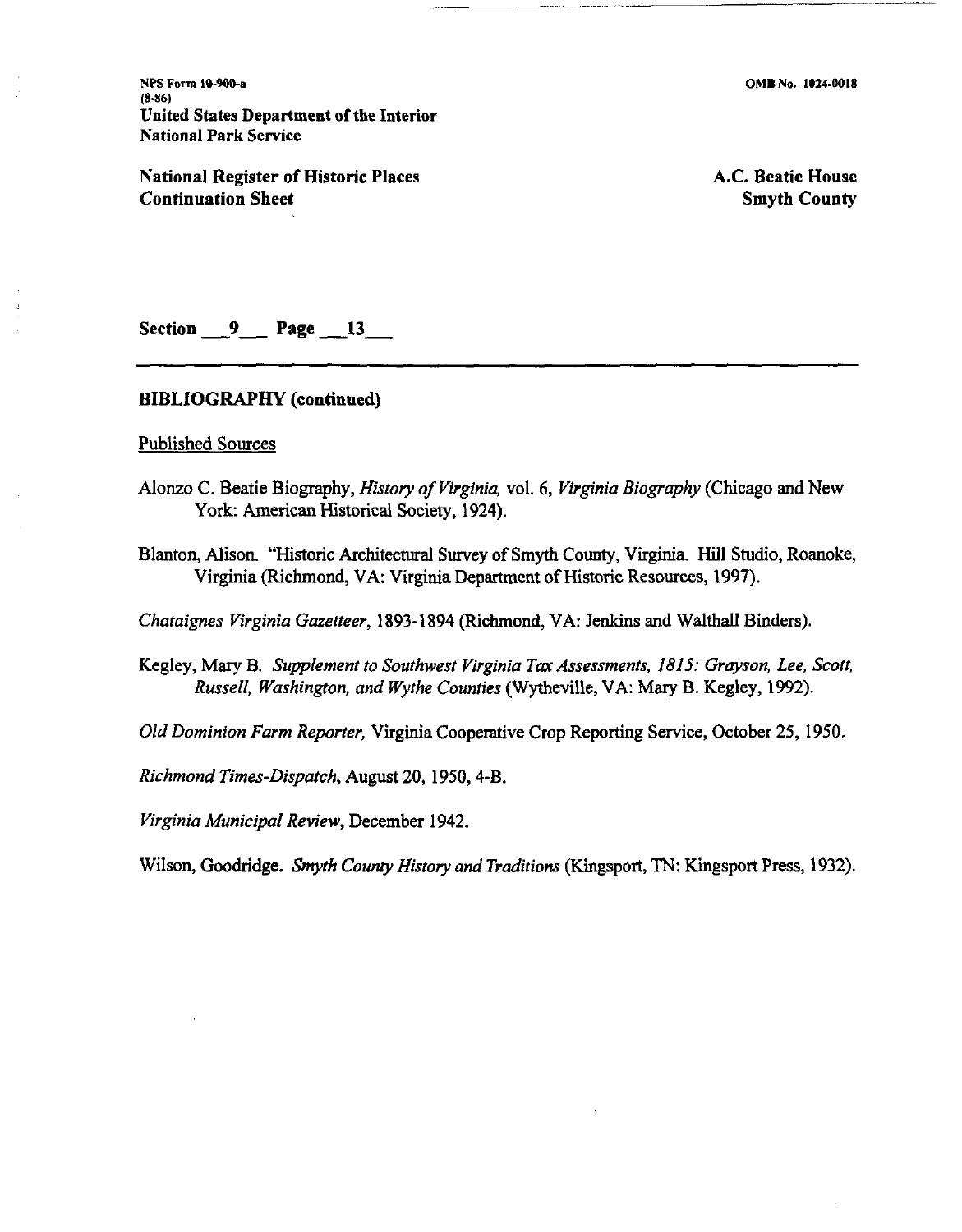Section 9 Page 13

## BIBLIOGRAPHY (continued)

Published Sources

Alonzo C. Beatie Biography, *History of Virginia*, vol. 6, *Virginia Biography* (Chicago and New York: American Historical Society, 1924).

Blanton, Alison. "Historic Architectural Survey of Smyth County, Virginia. Hill Studio, Roanoke, Virginia (Richmond, VA: Virginia Department of Historic Resources, 1997).

*Chataignes Virginia Gazetteer*, 1893-1894 (Richmond, VA: Jenkins and Walthall Binders).

Kegley, Mary B. *Supplement to Southwest Virginia Tax Assessments, 1815: Grayson, Lee, Scott, Russell, Washington, and Wythe Counties* (Wytheville, VA: Mary B. Kegley, 1992).

*Old Dominion Farm Reporter*, Virginia Cooperative Crop Reporting Service, October 25, 1950.

*Richmond Times-Dispatch*, August 20, 1950, 4-B.

*Virginia Municipal Review*, December 1942.

Wilson, Goodridge. *Smyth County History and Traditions* (Kingsport, TN: Kingsport Press, 1932).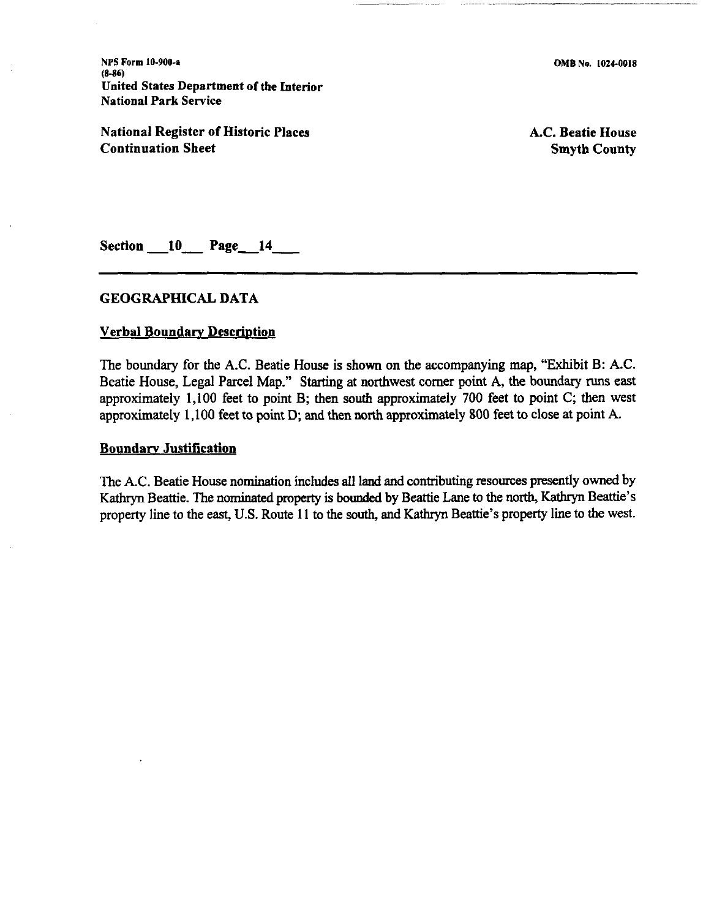Section 10 Page 14

## GEOGRAPHICAL DATA

### Verbal Boundary Description

The boundary for the A.C. Beatie House is shown on the accompanying map, "Exhibit B: A.C. Beatie House, Legal Parcel Map." Starting at northwest corner point A, the boundary runs east approximately 1,100 feet to point B; then south approximately 700 feet to point C; then west approximately 1,100 feet to point D; and then north approximately 800 feet to close at point A.

### Boundary Justification

The A.C. Beatie House nomination includes all land and contributing resources presently owned by Kathryn Beattie. The nominated property is bounded by Beattie Lane to the north, Kathryn Beattie's property line to the east, U.S. Route 11 to the south, and Kathryn Beattie's property line to the west.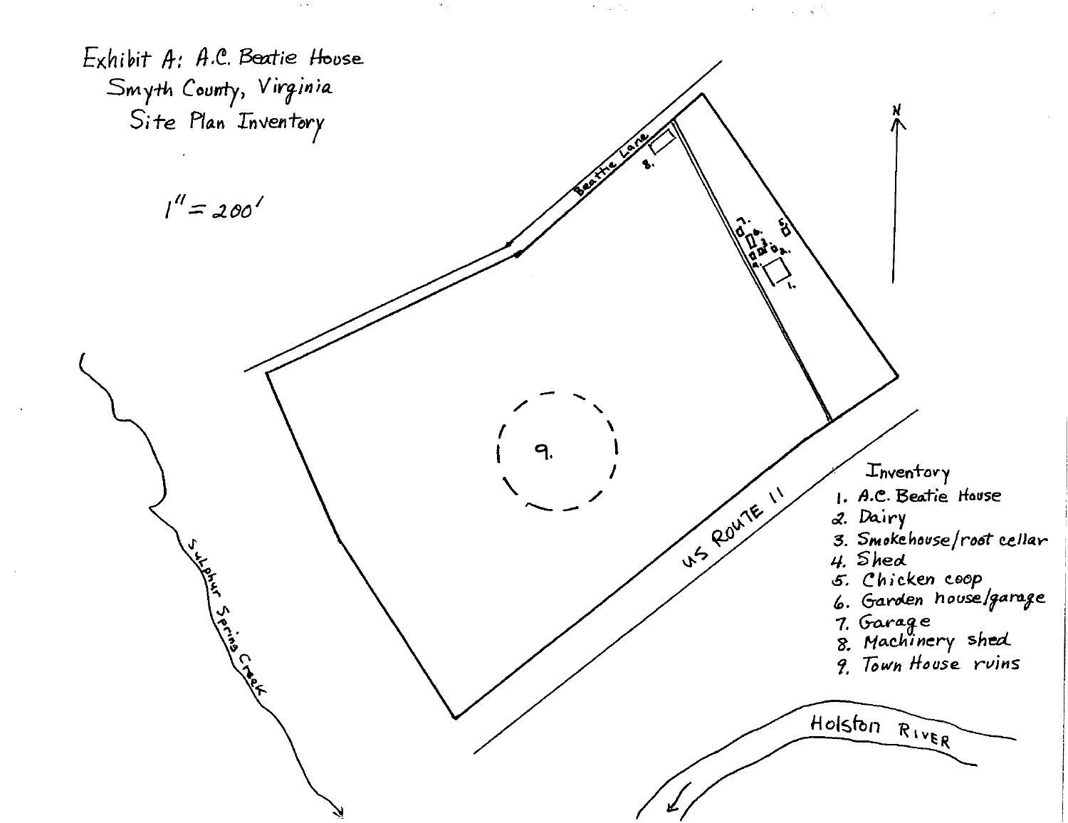Exhibit A: A.C. Beatie House
Smyth County, Virginia
Site Plan Inventory

1" = 200'

N

Beattie Lane

US ROUTE 11

Sulphur Spring Creek

Holston RIVER

Inventory

1. A.C. Beatie House
2. Dairy
3. Smokehouse/root cellar
4. Shed
5. Chicken coop
6. Garden house/garage
7. Garage
8. Machinery shed
9. Town House ruins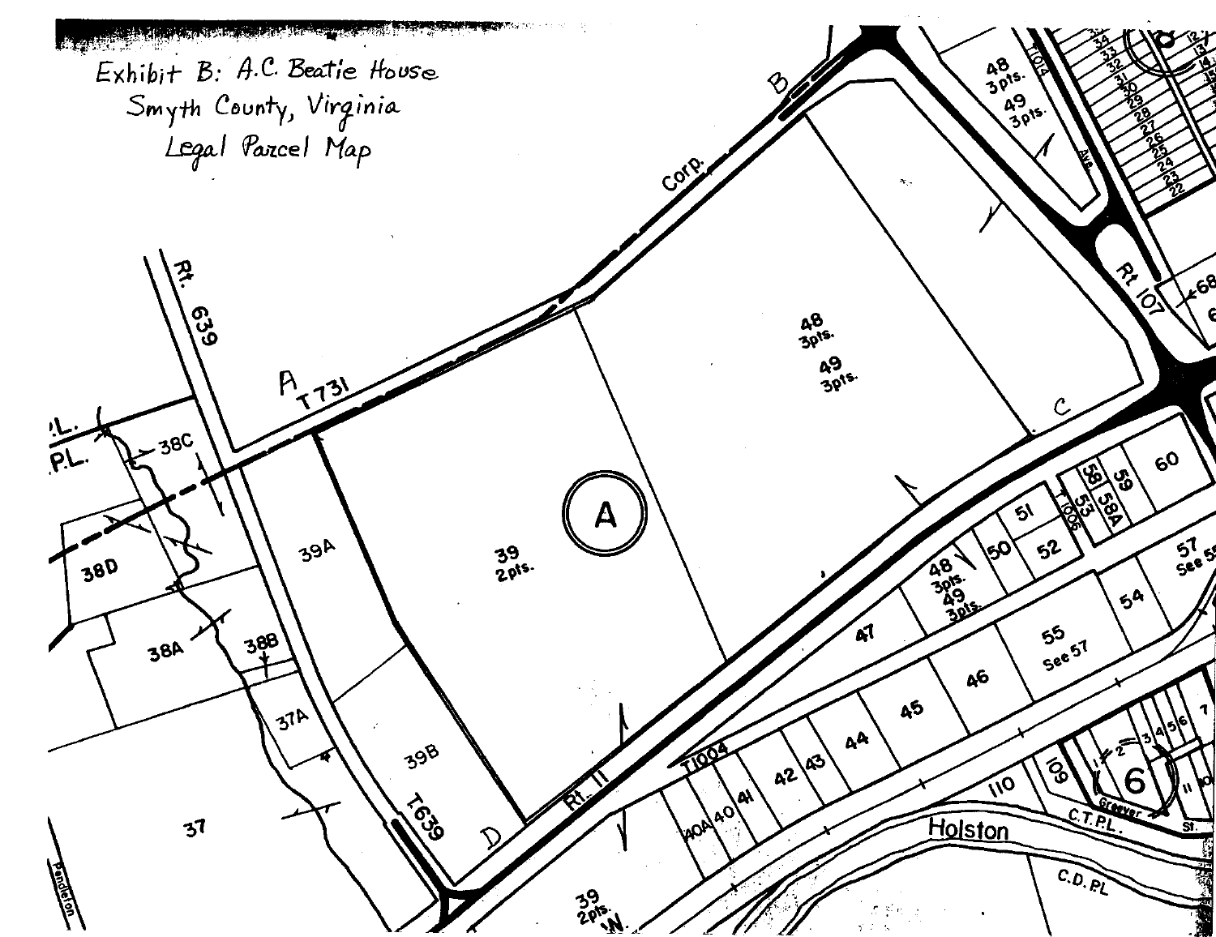Exhibit B: A.C. Beatie House
Smyth County, Virginia
Legal Parcel Map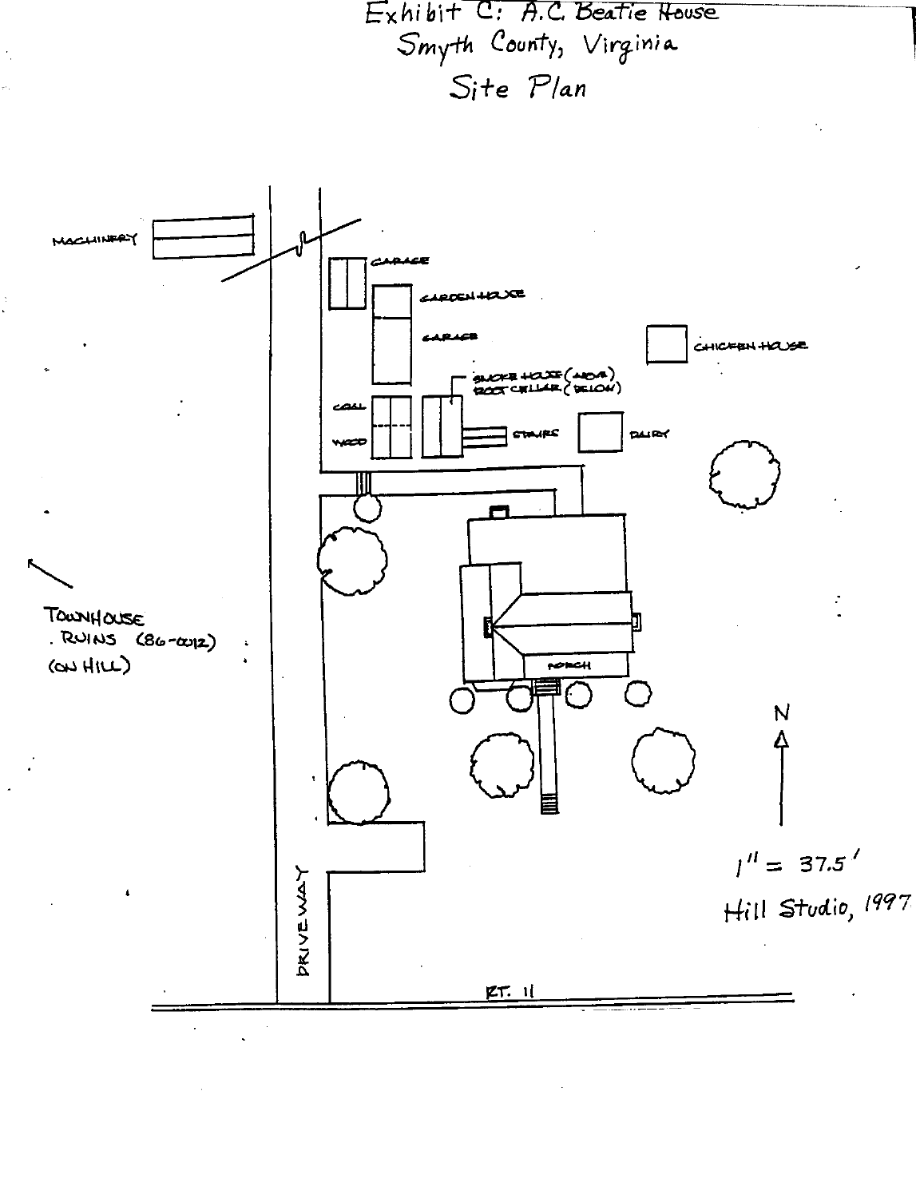# Exhibit C: A.C. Beatie House
## Smyth County, Virginia
## Site Plan

MACHINERY

GARAGE

GARDEN HOUSE

GARAGE

CHICKEN HOUSE

SMOKE HOUSE (ABOVE)
ROOT CELLAR (BELOW)

COAL

WOOD

STAIRS

DAIRY

TOWNHOUSE
. RUINS (86-0012)
(ON HILL)

PORCH

N

DRIVEWAY

RT. 11

1" = 37.5'

Hill Studio, 1997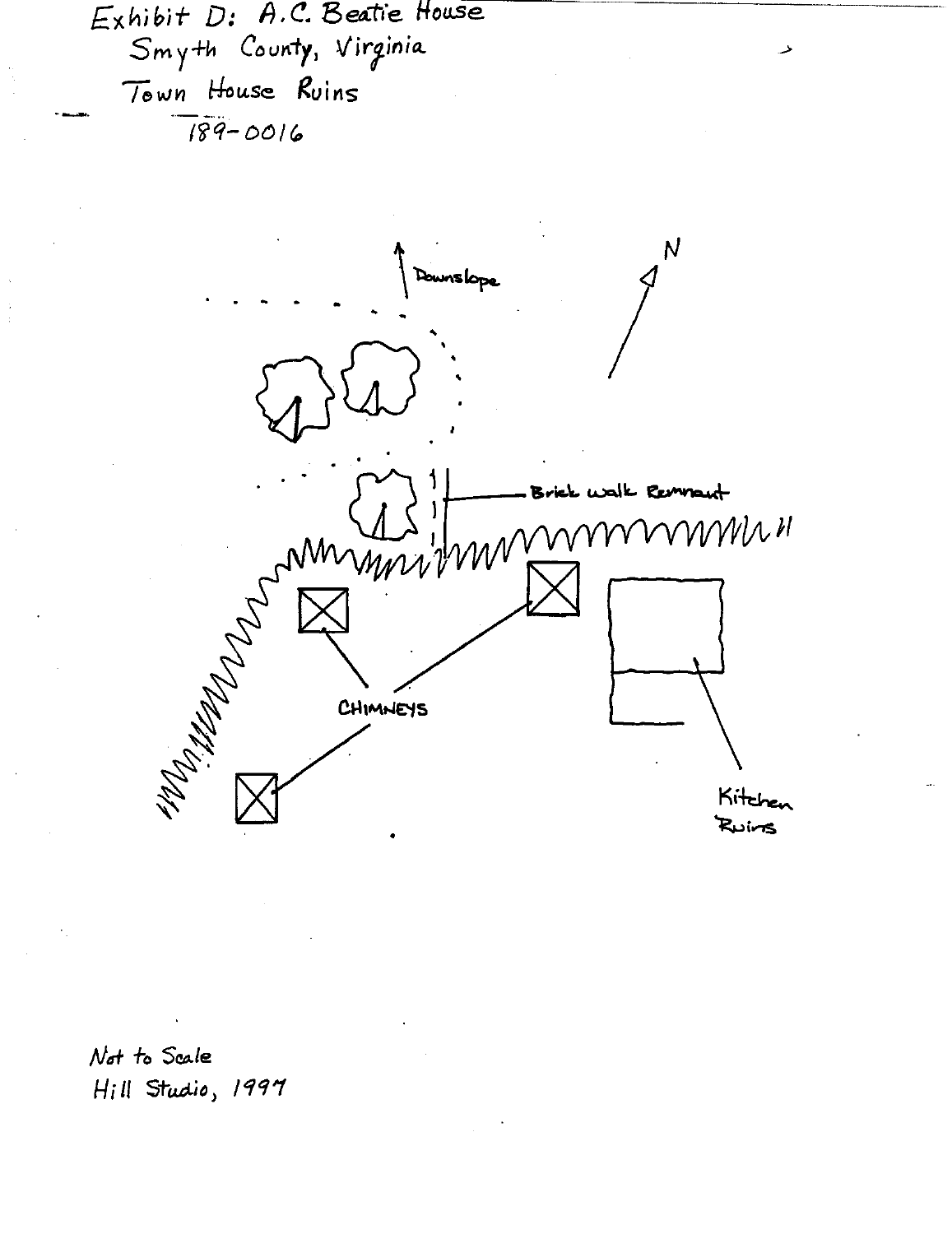Exhibit D: A.C. Beatie House
Smyth County, Virginia
Town House Ruins
189-0016

Downslope

N

Brick walk Remnant

CHIMNEYS

Kitchen Ruins

Not to Scale
Hill Studio, 1997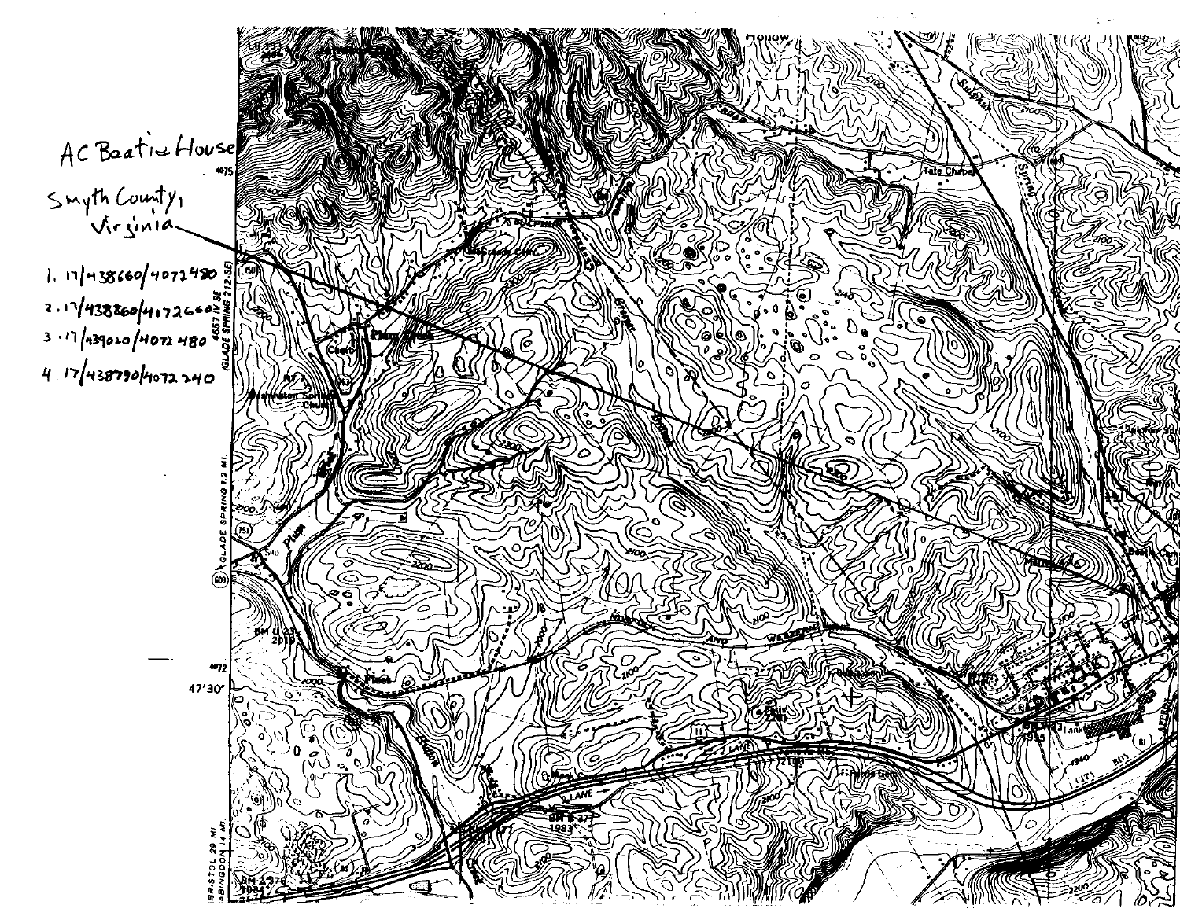AC Beatie House

Smyth County, Virginia

1. 17/438660/4072480
2. 17/438860/4072660
3. 17/439020/4072480
4. 17/438790/4072240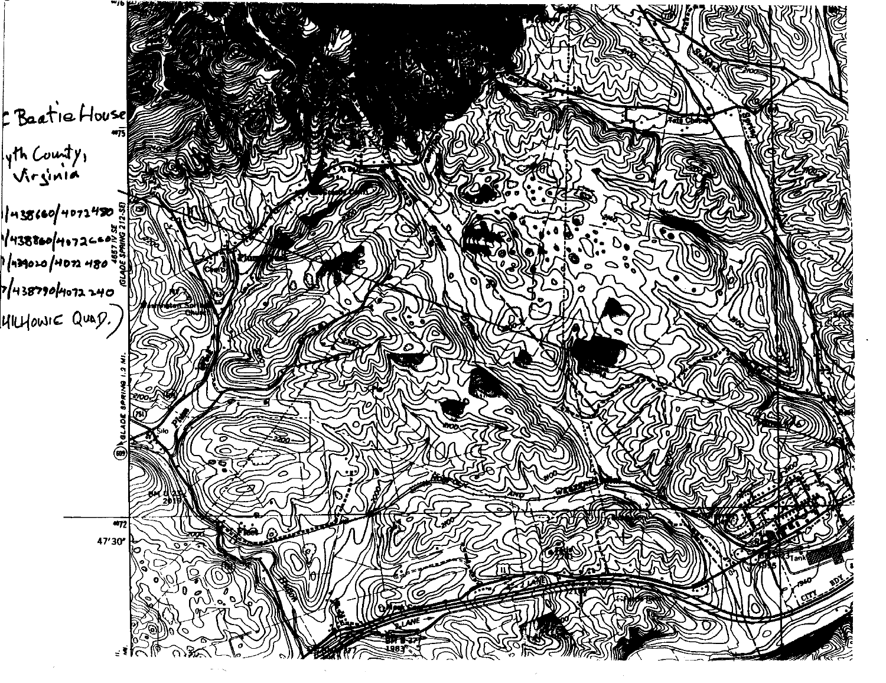Baatie House

yth County, Virginia

/438660/4072480

/438860/4072600

/439020/4072480

/438790/4072240

HILHOWIE QUAD.)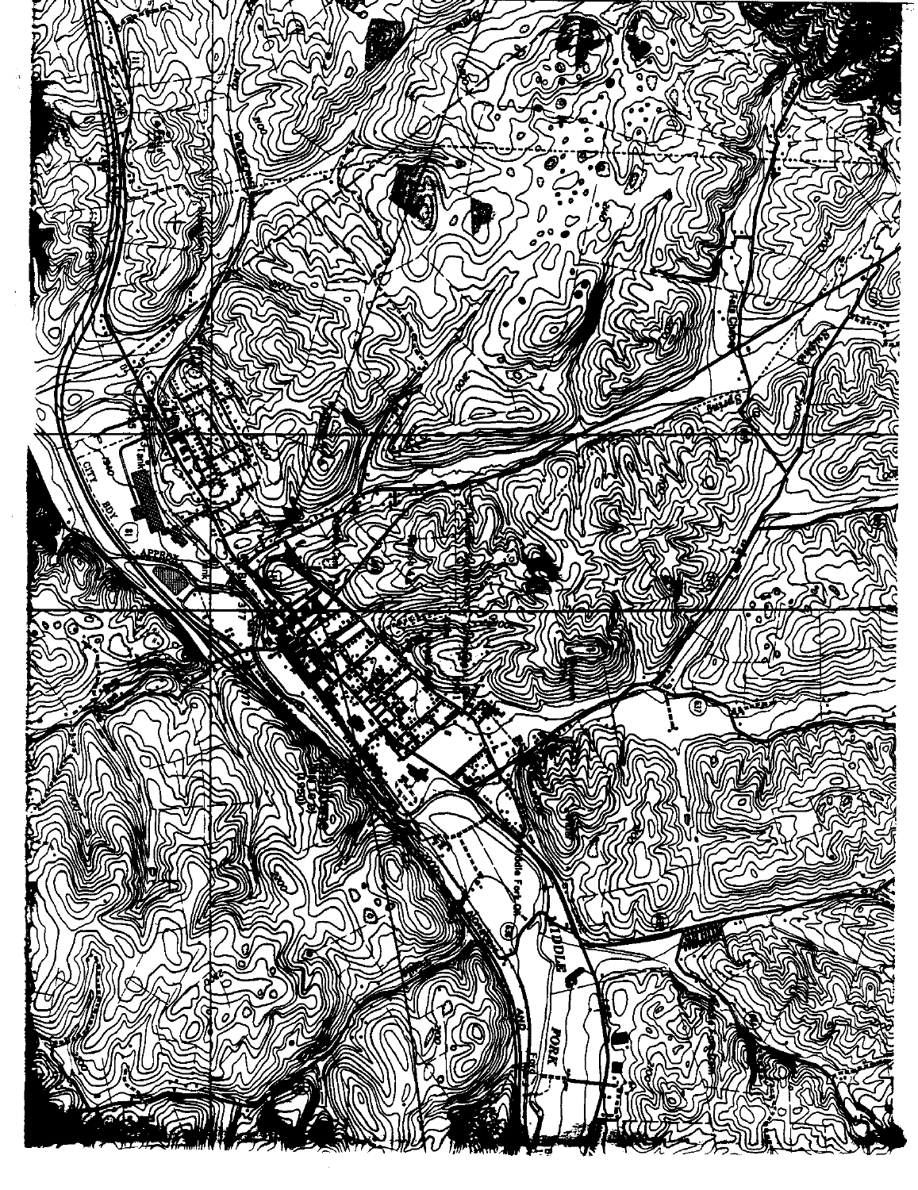CITY BDY

APPROX

MIDDLE

FORK